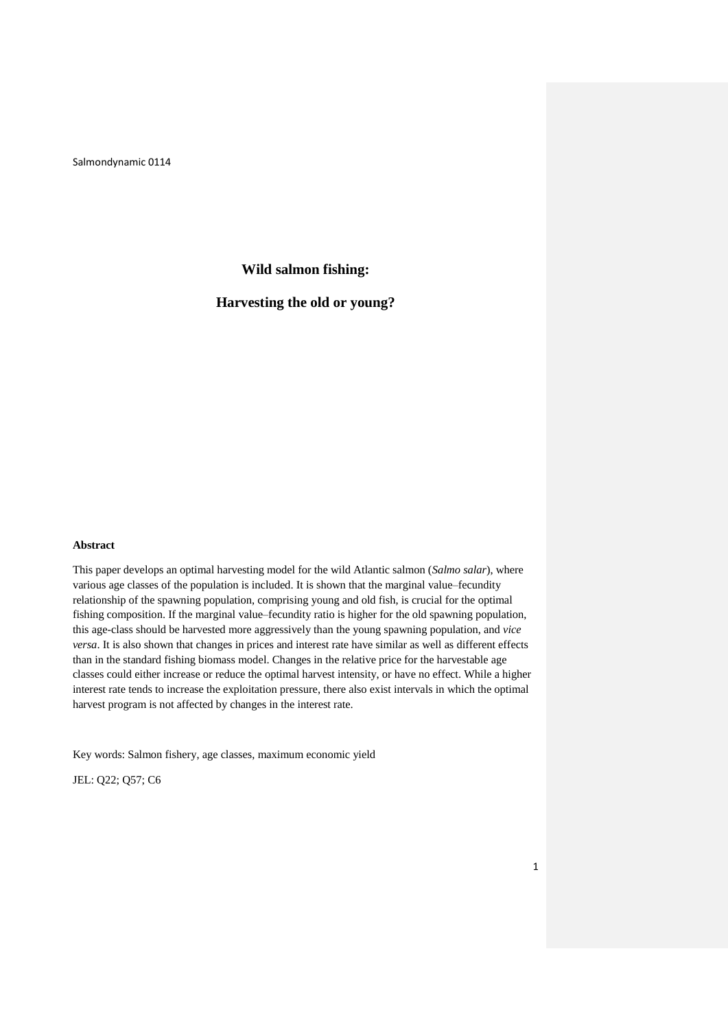Salmondynamic 0114

# Wild salmon fishing:

# Harvesting the old or young?

**Abstract**

This paper develops an optimal harvesting model for the wild Atlantic salmon (*Salmo salar*), where various age classes of the population is included. It is shown that the marginal value–fecundity relationship of the spawning population, comprising young and old fish, is crucial for the optimal fishing composition. If the marginal value–fecundity ratio is higher for the old spawning population, this age-class should be harvested more aggressively than the young spawning population, and *vice versa*. It is also shown that changes in prices and interest rate have similar as well as different effects than in the standard fishing biomass model. Changes in the relative price for the harvestable age classes could either increase or reduce the optimal harvest intensity, or have no effect. While a higher interest rate tends to increase the exploitation pressure, there also exist intervals in which the optimal harvest program is not affected by changes in the interest rate.

Key words: Salmon fishery, age classes, maximum economic yield

JEL: Q22; Q57; C6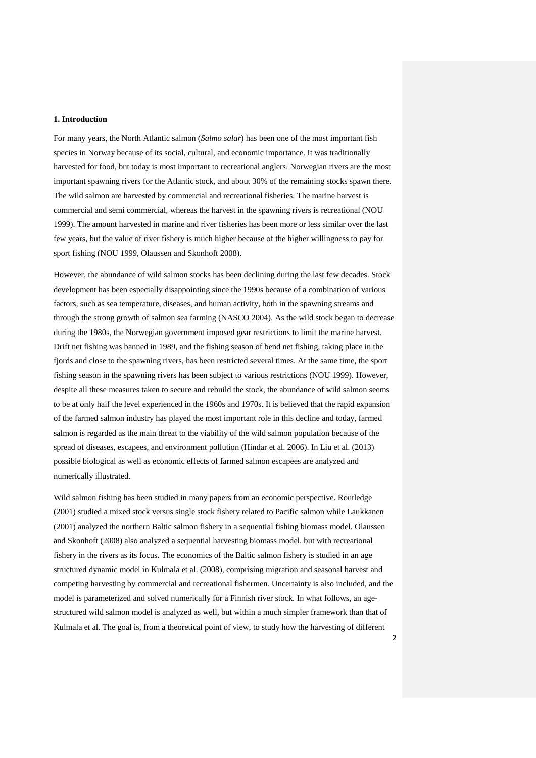**1. Introduction**

For many years, the North Atlantic salmon (*Salmo salar*) has been one of the most important fish species in Norway because of its social, cultural, and economic importance. It was traditionally harvested for food, but today is most important to recreational anglers. Norwegian rivers are the most important spawning rivers for the Atlantic stock, and about 30% of the remaining stocks spawn there. The wild salmon are harvested by commercial and recreational fisheries. The marine harvest is commercial and semi commercial, whereas the harvest in the spawning rivers is recreational (NOU 1999). The amount harvested in marine and river fisheries has been more or less similar over the last few years, but the value of river fishery is much higher because of the higher willingness to pay for sport fishing (NOU 1999, Olaussen and Skonhoft 2008).

However, the abundance of wild salmon stocks has been declining during the last few decades. Stock development has been especially disappointing since the 1990s because of a combination of various factors, such as sea temperature, diseases, and human activity, both in the spawning streams and through the strong growth of salmon sea farming (NASCO 2004). As the wild stock began to decrease during the 1980s, the Norwegian government imposed gear restrictions to limit the marine harvest. Drift net fishing was banned in 1989, and the fishing season of bend net fishing, taking place in the fjords and close to the spawning rivers, has been restricted several times. At the same time, the sport fishing season in the spawning rivers has been subject to various restrictions (NOU 1999). However, despite all these measures taken to secure and rebuild the stock, the abundance of wild salmon seems to be at only half the level experienced in the 1960s and 1970s. It is believed that the rapid expansion of the farmed salmon industry has played the most important role in this decline and today, farmed salmon is regarded as the main threat to the viability of the wild salmon population because of the spread of diseases, escapees, and environment pollution (Hindar et al. 2006). In Liu et al. (2013) possible biological as well as economic effects of farmed salmon escapees are analyzed and numerically illustrated.

Wild salmon fishing has been studied in many papers from an economic perspective. Routledge (2001) studied a mixed stock versus single stock fishery related to Pacific salmon while Laukkanen (2001) analyzed the northern Baltic salmon fishery in a sequential fishing biomass model. Olaussen and Skonhoft (2008) also analyzed a sequential harvesting biomass model, but with recreational fishery in the rivers as its focus. The economics of the Baltic salmon fishery is studied in an age structured dynamic model in Kulmala et al. (2008), comprising migration and seasonal harvest and competing harvesting by commercial and recreational fishermen. Uncertainty is also included, and the model is parameterized and solved numerically for a Finnish river stock. In what follows, an age-structured wild salmon model is analyzed as well, but within a much simpler framework than that of Kulmala et al. The goal is, from a theoretical point of view, to study how the harvesting of different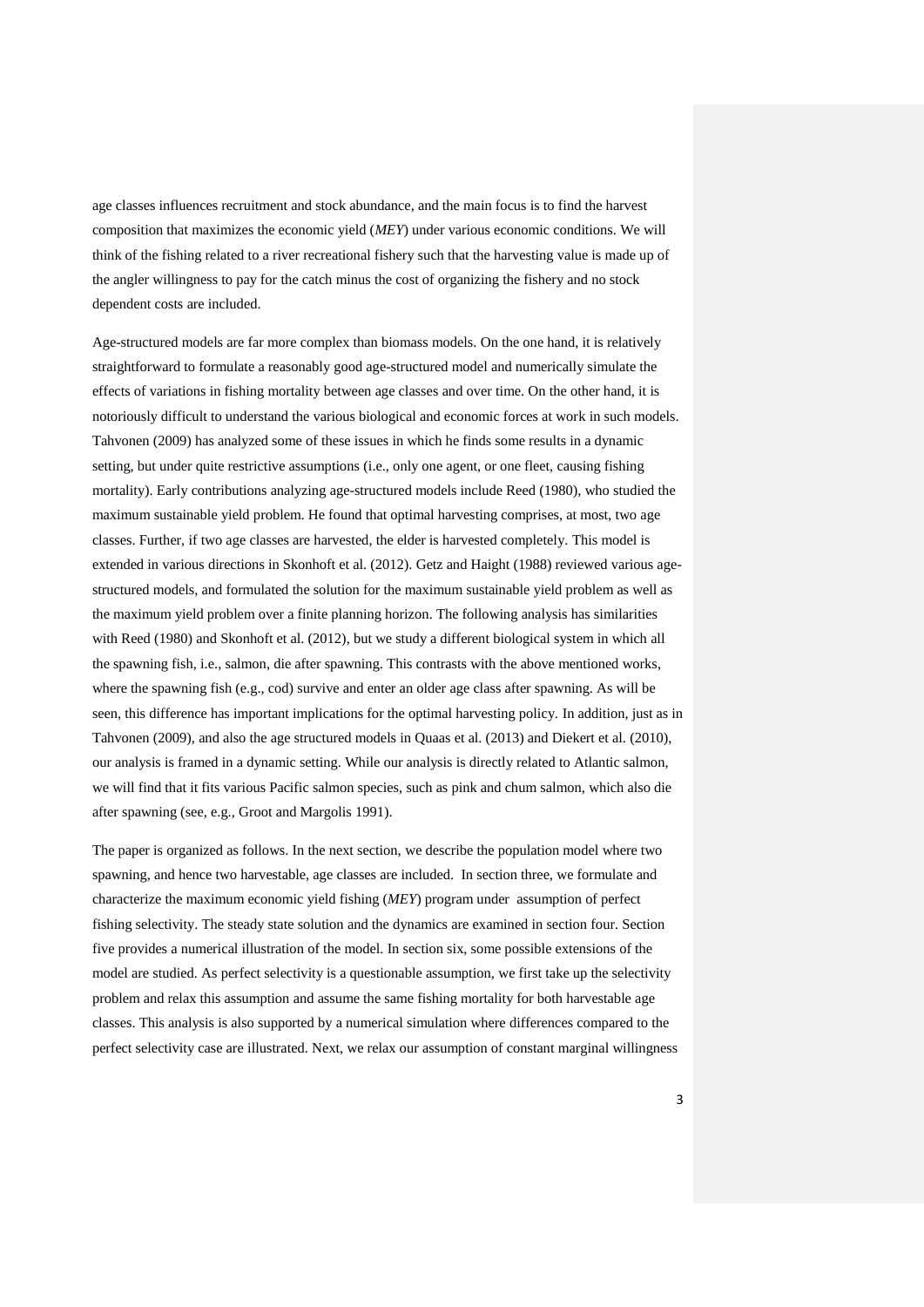age classes influences recruitment and stock abundance, and the main focus is to find the harvest composition that maximizes the economic yield (*MEY*) under various economic conditions. We will think of the fishing related to a river recreational fishery such that the harvesting value is made up of the angler willingness to pay for the catch minus the cost of organizing the fishery and no stock dependent costs are included.

Age-structured models are far more complex than biomass models. On the one hand, it is relatively straightforward to formulate a reasonably good age-structured model and numerically simulate the effects of variations in fishing mortality between age classes and over time. On the other hand, it is notoriously difficult to understand the various biological and economic forces at work in such models. Tahvonen (2009) has analyzed some of these issues in which he finds some results in a dynamic setting, but under quite restrictive assumptions (i.e., only one agent, or one fleet, causing fishing mortality). Early contributions analyzing age-structured models include Reed (1980), who studied the maximum sustainable yield problem. He found that optimal harvesting comprises, at most, two age classes. Further, if two age classes are harvested, the elder is harvested completely. This model is extended in various directions in Skonhoft et al. (2012). Getz and Haight (1988) reviewed various age-structured models, and formulated the solution for the maximum sustainable yield problem as well as the maximum yield problem over a finite planning horizon. The following analysis has similarities with Reed (1980) and Skonhoft et al. (2012), but we study a different biological system in which all the spawning fish, i.e., salmon, die after spawning. This contrasts with the above mentioned works, where the spawning fish (e.g., cod) survive and enter an older age class after spawning. As will be seen, this difference has important implications for the optimal harvesting policy. In addition, just as in Tahvonen (2009), and also the age structured models in Quaas et al. (2013) and Diekert et al. (2010), our analysis is framed in a dynamic setting. While our analysis is directly related to Atlantic salmon, we will find that it fits various Pacific salmon species, such as pink and chum salmon, which also die after spawning (see, e.g., Groot and Margolis 1991).

The paper is organized as follows. In the next section, we describe the population model where two spawning, and hence two harvestable, age classes are included. In section three, we formulate and characterize the maximum economic yield fishing (*MEY*) program under assumption of perfect fishing selectivity. The steady state solution and the dynamics are examined in section four. Section five provides a numerical illustration of the model. In section six, some possible extensions of the model are studied. As perfect selectivity is a questionable assumption, we first take up the selectivity problem and relax this assumption and assume the same fishing mortality for both harvestable age classes. This analysis is also supported by a numerical simulation where differences compared to the perfect selectivity case are illustrated. Next, we relax our assumption of constant marginal willingness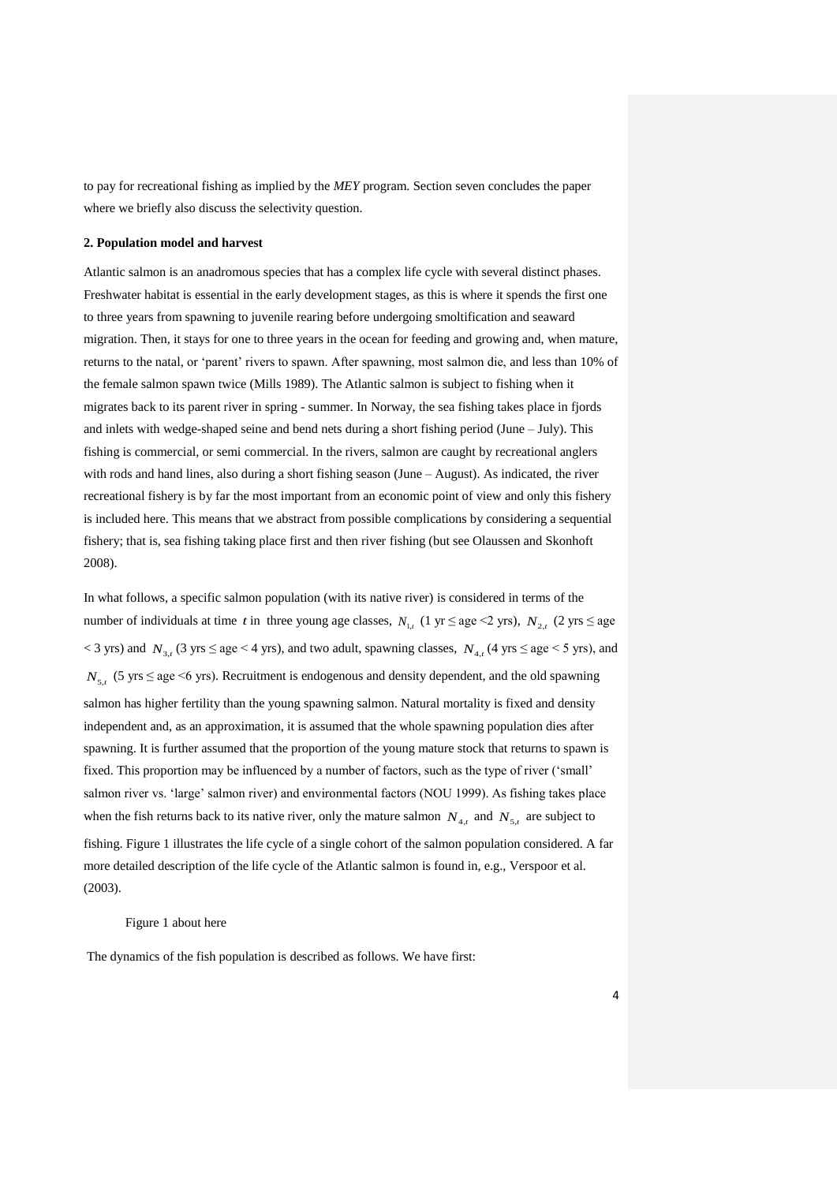to pay for recreational fishing as implied by the *MEY* program. Section seven concludes the paper where we briefly also discuss the selectivity question.

## 2. Population model and harvest

Atlantic salmon is an anadromous species that has a complex life cycle with several distinct phases. Freshwater habitat is essential in the early development stages, as this is where it spends the first one to three years from spawning to juvenile rearing before undergoing smoltification and seaward migration. Then, it stays for one to three years in the ocean for feeding and growing and, when mature, returns to the natal, or 'parent' rivers to spawn. After spawning, most salmon die, and less than 10% of the female salmon spawn twice (Mills 1989). The Atlantic salmon is subject to fishing when it migrates back to its parent river in spring - summer. In Norway, the sea fishing takes place in fjords and inlets with wedge-shaped seine and bend nets during a short fishing period (June – July). This fishing is commercial, or semi commercial. In the rivers, salmon are caught by recreational anglers with rods and hand lines, also during a short fishing season (June – August). As indicated, the river recreational fishery is by far the most important from an economic point of view and only this fishery is included here. This means that we abstract from possible complications by considering a sequential fishery; that is, sea fishing taking place first and then river fishing (but see Olaussen and Skonhoft 2008).

In what follows, a specific salmon population (with its native river) is considered in terms of the number of individuals at time $t$ in three young age classes, $N_{1,t}$ (1 yr ≤ age <2 yrs), $N_{2,t}$ (2 yrs ≤ age < 3 yrs) and $N_{3,t}$ (3 yrs ≤ age < 4 yrs), and two adult, spawning classes, $N_{4,t}$ (4 yrs ≤ age < 5 yrs), and $N_{5,t}$ (5 yrs ≤ age <6 yrs). Recruitment is endogenous and density dependent, and the old spawning salmon has higher fertility than the young spawning salmon. Natural mortality is fixed and density independent and, as an approximation, it is assumed that the whole spawning population dies after spawning. It is further assumed that the proportion of the young mature stock that returns to spawn is fixed. This proportion may be influenced by a number of factors, such as the type of river ('small' salmon river vs. 'large' salmon river) and environmental factors (NOU 1999). As fishing takes place when the fish returns back to its native river, only the mature salmon $N_{4,t}$ and $N_{5,t}$ are subject to fishing. Figure 1 illustrates the life cycle of a single cohort of the salmon population considered. A far more detailed description of the life cycle of the Atlantic salmon is found in, e.g., Verspoor et al. (2003).

Figure 1 about here

The dynamics of the fish population is described as follows. We have first: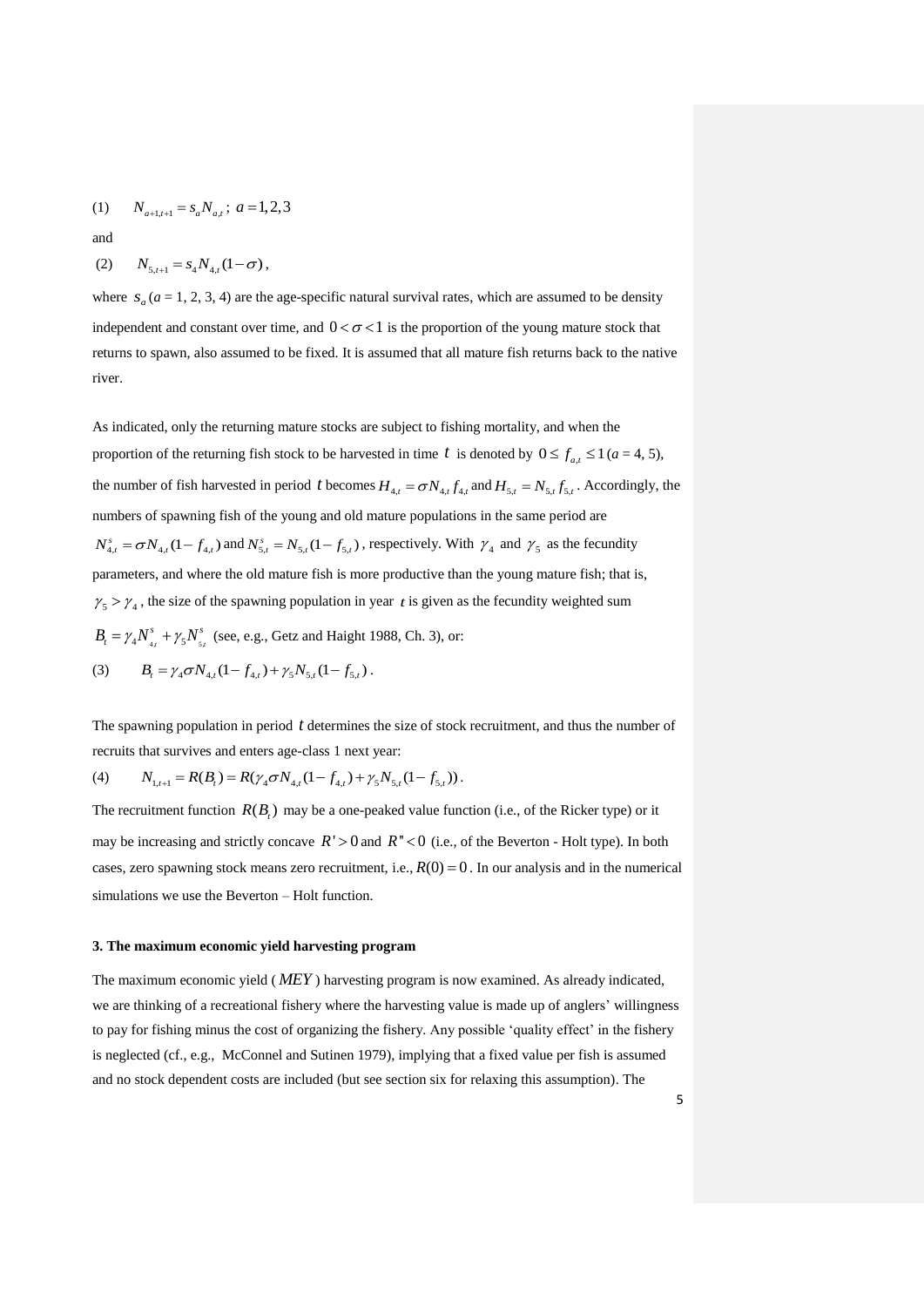(1) $\quad N_{a+1,t+1} = s_a N_{a,t}$ ; $a = 1,2,3$

and

(2) $\quad N_{5,t+1} = s_4 N_{4,t}(1-\sigma)$ ,

where $s_a$ ($a$ = 1, 2, 3, 4) are the age-specific natural survival rates, which are assumed to be density independent and constant over time, and $0 < \sigma < 1$ is the proportion of the young mature stock that returns to spawn, also assumed to be fixed. It is assumed that all mature fish returns back to the native river.

As indicated, only the returning mature stocks are subject to fishing mortality, and when the proportion of the returning fish stock to be harvested in time $t$ is denoted by $0 \leq f_{a,t} \leq 1$ ($a$ = 4, 5), the number of fish harvested in period $t$ becomes $H_{4,t} = \sigma N_{4,t} f_{4,t}$ and $H_{5,t} = N_{5,t} f_{5,t}$. Accordingly, the numbers of spawning fish of the young and old mature populations in the same period are $N_{4,t}^s = \sigma N_{4,t}(1-f_{4,t})$ and $N_{5,t}^s = N_{5,t}(1-f_{5,t})$, respectively. With $\gamma_4$ and $\gamma_5$ as the fecundity parameters, and where the old mature fish is more productive than the young mature fish; that is, $\gamma_5 > \gamma_4$, the size of the spawning population in year $t$ is given as the fecundity weighted sum $B_t = \gamma_4 N_{4_t}^s + \gamma_5 N_{5_t}^s$ (see, e.g., Getz and Haight 1988, Ch. 3), or:

(3) $\quad B_t = \gamma_4 \sigma N_{4,t}(1-f_{4,t}) + \gamma_5 N_{5,t}(1-f_{5,t})$ .

The spawning population in period $t$ determines the size of stock recruitment, and thus the number of recruits that survives and enters age-class 1 next year:

(4) $\quad N_{1,t+1} = R(B_t) = R(\gamma_4 \sigma N_{4,t}(1-f_{4,t}) + \gamma_5 N_{5,t}(1-f_{5,t}))$ .

The recruitment function $R(B_t)$ may be a one-peaked value function (i.e., of the Ricker type) or it may be increasing and strictly concave $R' > 0$ and $R'' < 0$ (i.e., of the Beverton - Holt type). In both cases, zero spawning stock means zero recruitment, i.e., $R(0) = 0$. In our analysis and in the numerical simulations we use the Beverton – Holt function.

### 3. The maximum economic yield harvesting program

The maximum economic yield ($MEY$) harvesting program is now examined. As already indicated, we are thinking of a recreational fishery where the harvesting value is made up of anglers' willingness to pay for fishing minus the cost of organizing the fishery. Any possible 'quality effect' in the fishery is neglected (cf., e.g., McConnel and Sutinen 1979), implying that a fixed value per fish is assumed and no stock dependent costs are included (but see section six for relaxing this assumption). The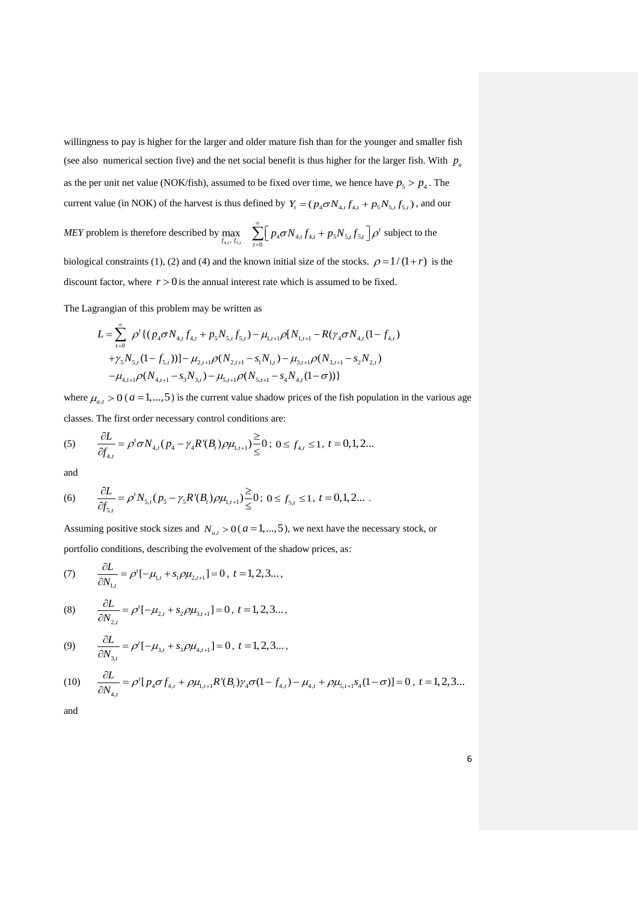willingness to pay is higher for the larger and older mature fish than for the younger and smaller fish (see also numerical section five) and the net social benefit is thus higher for the larger fish. With $p_a$ as the per unit net value (NOK/fish), assumed to be fixed over time, we hence have $p_5 > p_4$. The current value (in NOK) of the harvest is thus defined by $Y_t = (p_4 \sigma N_{4,t} f_{4,t} + p_5 N_{5,t} f_{5,t})$, and our *MEY* problem is therefore described by $\max_{f_{4,t},\, f_{5,t}} \sum_{t=0}^{\infty} \left[ p_4 \sigma N_{4,t} f_{4,t} + p_5 N_{5,t} f_{5,t} \right] \rho^t$ subject to the biological constraints (1), (2) and (4) and the known initial size of the stocks. $\rho = 1/(1+r)$ is the discount factor, where $r > 0$ is the annual interest rate which is assumed to be fixed.

The Lagrangian of this problem may be written as

$$
\begin{aligned}
L = \sum_{t=0}^{\infty} \rho^t \{ & (p_4 \sigma N_{4,t} f_{4,t} + p_5 N_{5,t} f_{5,t}) - \mu_{1,t+1} \rho [N_{1,t+1} - R(\gamma_4 \sigma N_{4,t}(1 - f_{4,t}) \\
& + \gamma_5 N_{5,t}(1 - f_{5,t}))] - \mu_{2,t+1} \rho (N_{2,t+1} - s_1 N_{1,t}) - \mu_{3,t+1} \rho (N_{3,t+1} - s_2 N_{2,t}) \\
& - \mu_{4,t+1} \rho (N_{4,t+1} - s_3 N_{3,t}) - \mu_{5,t+1} \rho (N_{5,t+1} - s_4 N_{4,t}(1-\sigma)) \}
\end{aligned}
$$

where $\mu_{a,t} > 0$ ($a = 1,...,5$) is the current value shadow prices of the fish population in the various age classes. The first order necessary control conditions are:

$$
(5) \qquad \frac{\partial L}{\partial f_{4,t}} = \rho^t \sigma N_{4,t} (p_4 - \gamma_4 R'(B_t) \rho \mu_{1,t+1}) \underset{\leq}{\overset{\geq}{=}} 0 \,;\ 0 \leq f_{4,t} \leq 1,\ t = 0,1,2...
$$

and

$$
(6) \qquad \frac{\partial L}{\partial f_{5,t}} = \rho^t N_{5,t} (p_5 - \gamma_5 R'(B_t) \rho \mu_{1,t+1}) \underset{\leq}{\overset{\geq}{=}} 0 \,;\ 0 \leq f_{5,t} \leq 1,\ t = 0,1,2... \ .
$$

Assuming positive stock sizes and $N_{a,t} > 0$ ($a = 1,...,5$), we next have the necessary stock, or portfolio conditions, describing the evolvement of the shadow prices, as:

$$
(7) \qquad \frac{\partial L}{\partial N_{1,t}} = \rho^t [-\mu_{1,t} + s_1 \rho \mu_{2,t+1}] = 0 \,,\ t = 1,2,3... ,
$$

$$
(8) \qquad \frac{\partial L}{\partial N_{2,t}} = \rho^t [-\mu_{2,t} + s_2 \rho \mu_{3,t+1}] = 0 \,,\ t = 1,2,3... ,
$$

$$
(9) \qquad \frac{\partial L}{\partial N_{3,t}} = \rho^t [-\mu_{3,t} + s_3 \rho \mu_{4,t+1}] = 0 \,,\ t = 1,2,3... ,
$$

$$
(10) \qquad \frac{\partial L}{\partial N_{4,t}} = \rho^t [p_4 \sigma f_{4,t} + \rho \mu_{1,t+1} R'(B_t) \gamma_4 \sigma (1 - f_{4,t}) - \mu_{4,t} + \rho \mu_{5,t+1} s_4 (1-\sigma)] = 0 \,,\ t = 1,2,3...
$$

and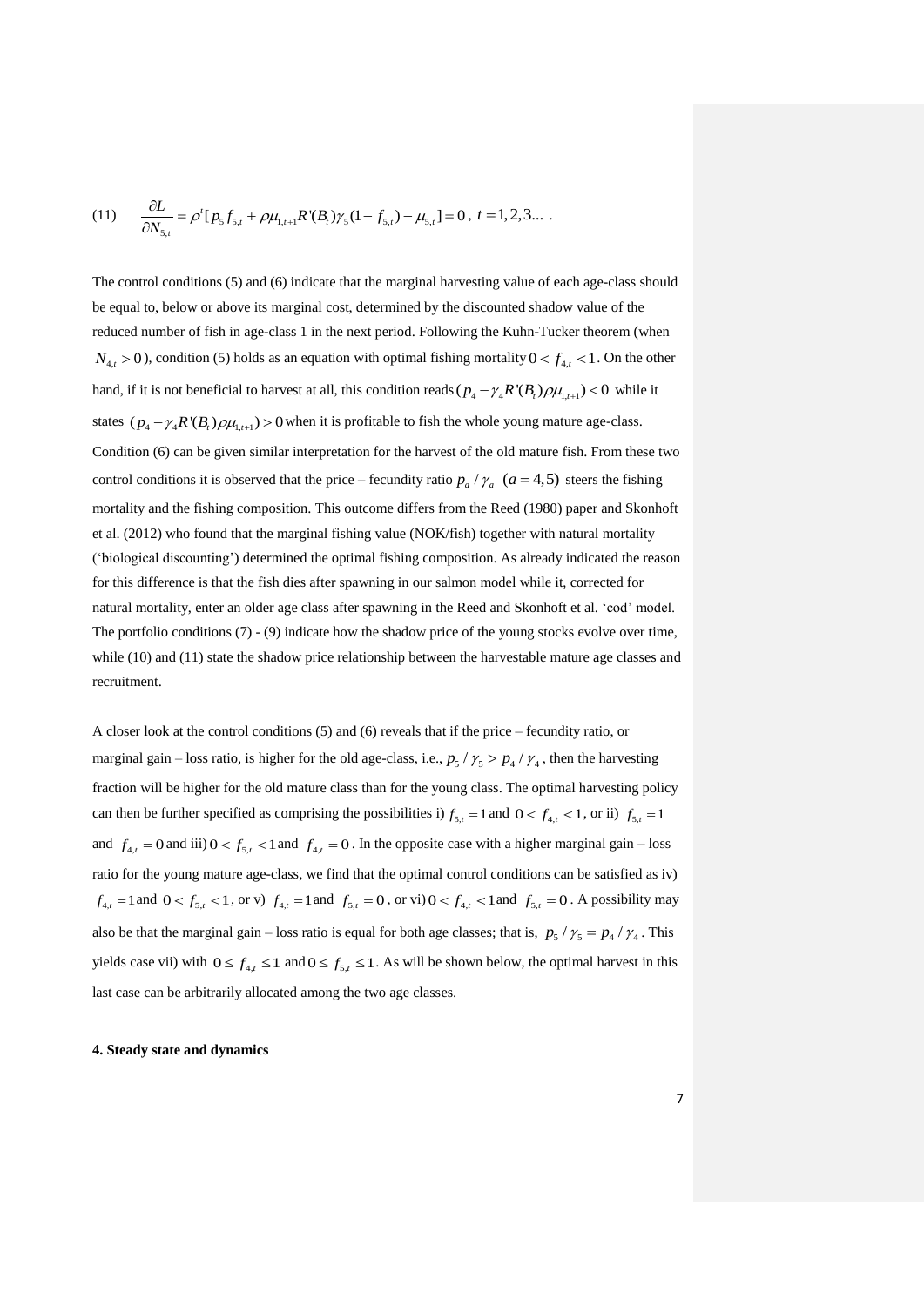$$(11) \qquad \frac{\partial L}{\partial N_{5,t}} = \rho^t [p_5 f_{5,t} + \rho \mu_{1,t+1} R'(B_t) \gamma_5 (1 - f_{5,t}) - \mu_{5,t}] = 0 \,,\; t = 1,2,3... \,.$$

The control conditions (5) and (6) indicate that the marginal harvesting value of each age-class should be equal to, below or above its marginal cost, determined by the discounted shadow value of the reduced number of fish in age-class 1 in the next period. Following the Kuhn-Tucker theorem (when $N_{4,t} > 0$), condition (5) holds as an equation with optimal fishing mortality $0 < f_{4,t} < 1$. On the other hand, if it is not beneficial to harvest at all, this condition reads $(p_4 - \gamma_4 R'(B_t)\rho\mu_{1,t+1}) < 0$ while it states $(p_4 - \gamma_4 R'(B_t)\rho\mu_{1,t+1}) > 0$ when it is profitable to fish the whole young mature age-class. Condition (6) can be given similar interpretation for the harvest of the old mature fish. From these two control conditions it is observed that the price – fecundity ratio $p_a / \gamma_a$ $(a = 4,5)$ steers the fishing mortality and the fishing composition. This outcome differs from the Reed (1980) paper and Skonhoft et al. (2012) who found that the marginal fishing value (NOK/fish) together with natural mortality ('biological discounting') determined the optimal fishing composition. As already indicated the reason for this difference is that the fish dies after spawning in our salmon model while it, corrected for natural mortality, enter an older age class after spawning in the Reed and Skonhoft et al. 'cod' model. The portfolio conditions (7) - (9) indicate how the shadow price of the young stocks evolve over time, while (10) and (11) state the shadow price relationship between the harvestable mature age classes and recruitment.

A closer look at the control conditions (5) and (6) reveals that if the price – fecundity ratio, or marginal gain – loss ratio, is higher for the old age-class, i.e., $p_5 / \gamma_5 > p_4 / \gamma_4$, then the harvesting fraction will be higher for the old mature class than for the young class. The optimal harvesting policy can then be further specified as comprising the possibilities i) $f_{5,t} = 1$ and $0 < f_{4,t} < 1$, or ii) $f_{5,t} = 1$ and $f_{4,t} = 0$ and iii) $0 < f_{5,t} < 1$ and $f_{4,t} = 0$. In the opposite case with a higher marginal gain – loss ratio for the young mature age-class, we find that the optimal control conditions can be satisfied as iv) $f_{4,t} = 1$ and $0 < f_{5,t} < 1$, or v) $f_{4,t} = 1$ and $f_{5,t} = 0$, or vi) $0 < f_{4,t} < 1$ and $f_{5,t} = 0$. A possibility may also be that the marginal gain – loss ratio is equal for both age classes; that is, $p_5 / \gamma_5 = p_4 / \gamma_4$. This yields case vii) with $0 \leq f_{4,t} \leq 1$ and $0 \leq f_{5,t} \leq 1$. As will be shown below, the optimal harvest in this last case can be arbitrarily allocated among the two age classes.

**4. Steady state and dynamics**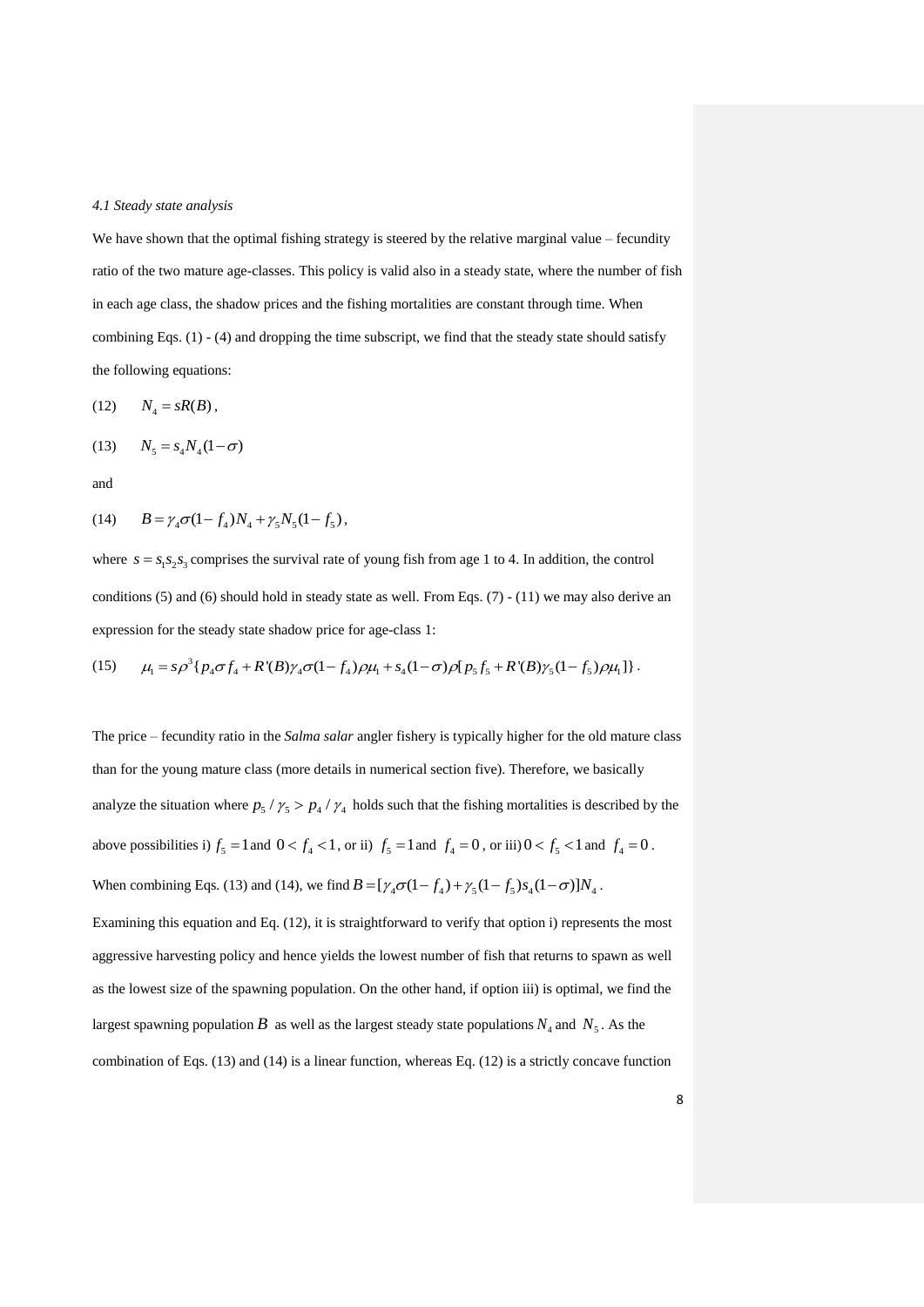*4.1 Steady state analysis*

We have shown that the optimal fishing strategy is steered by the relative marginal value – fecundity ratio of the two mature age-classes. This policy is valid also in a steady state, where the number of fish in each age class, the shadow prices and the fishing mortalities are constant through time. When combining Eqs. (1) - (4) and dropping the time subscript, we find that the steady state should satisfy the following equations:

(12) $\quad N_4 = sR(B)$,

(13) $\quad N_5 = s_4 N_4 (1-\sigma)$

and

(14) $\quad B = \gamma_4 \sigma (1-f_4) N_4 + \gamma_5 N_5 (1-f_5)$,

where $s = s_1 s_2 s_3$ comprises the survival rate of young fish from age 1 to 4. In addition, the control conditions (5) and (6) should hold in steady state as well. From Eqs. (7) - (11) we may also derive an expression for the steady state shadow price for age-class 1:

(15) $\quad \mu_1 = s\rho^3 \{ p_4 \sigma f_4 + R'(B)\gamma_4 \sigma (1-f_4)\rho\mu_1 + s_4(1-\sigma)\rho[p_5 f_5 + R'(B)\gamma_5(1-f_5)\rho\mu_1] \}$.

The price – fecundity ratio in the *Salma salar* angler fishery is typically higher for the old mature class than for the young mature class (more details in numerical section five). Therefore, we basically analyze the situation where $p_5/\gamma_5 > p_4/\gamma_4$ holds such that the fishing mortalities is described by the above possibilities i) $f_5 = 1$ and $0 < f_4 < 1$, or ii) $f_5 = 1$ and $f_4 = 0$, or iii) $0 < f_5 < 1$ and $f_4 = 0$. When combining Eqs. (13) and (14), we find $B = [\gamma_4 \sigma (1-f_4) + \gamma_5 (1-f_5) s_4 (1-\sigma)] N_4$. Examining this equation and Eq. (12), it is straightforward to verify that option i) represents the most aggressive harvesting policy and hence yields the lowest number of fish that returns to spawn as well as the lowest size of the spawning population. On the other hand, if option iii) is optimal, we find the largest spawning population $B$ as well as the largest steady state populations $N_4$ and $N_5$. As the combination of Eqs. (13) and (14) is a linear function, whereas Eq. (12) is a strictly concave function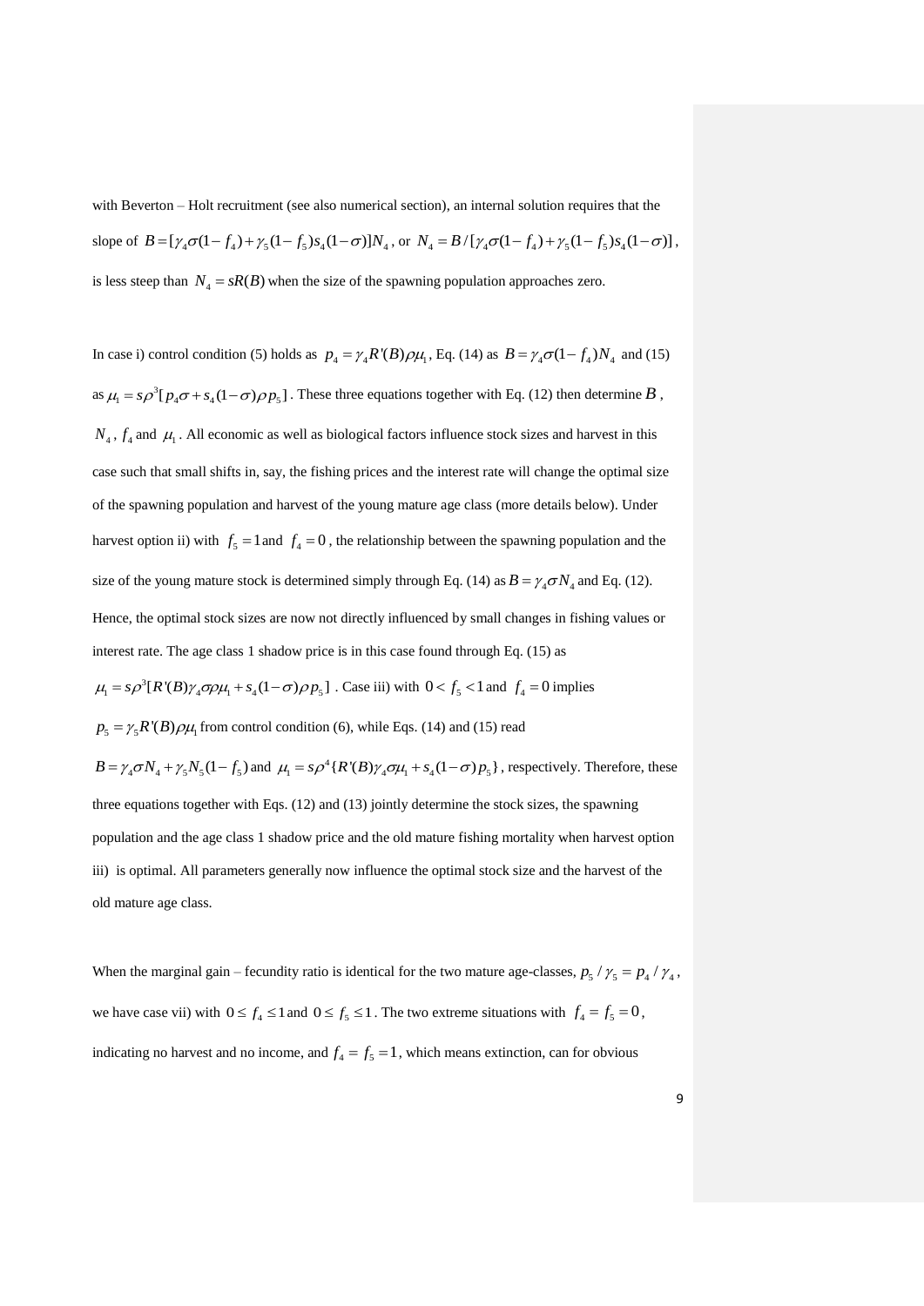with Beverton – Holt recruitment (see also numerical section), an internal solution requires that the slope of $B = [\gamma_4\sigma(1-f_4) + \gamma_5(1-f_5)s_4(1-\sigma)]N_4$, or $N_4 = B/[\gamma_4\sigma(1-f_4) + \gamma_5(1-f_5)s_4(1-\sigma)]$, is less steep than $N_4 = sR(B)$ when the size of the spawning population approaches zero.

In case i) control condition (5) holds as $p_4 = \gamma_4 R'(B)\rho\mu_1$, Eq. (14) as $B = \gamma_4\sigma(1-f_4)N_4$ and (15) as $\mu_1 = s\rho^3[p_4\sigma + s_4(1-\sigma)\rho p_5]$. These three equations together with Eq. (12) then determine $B$, $N_4$, $f_4$ and $\mu_1$. All economic as well as biological factors influence stock sizes and harvest in this case such that small shifts in, say, the fishing prices and the interest rate will change the optimal size of the spawning population and harvest of the young mature age class (more details below). Under harvest option ii) with $f_5 = 1$ and $f_4 = 0$, the relationship between the spawning population and the size of the young mature stock is determined simply through Eq. (14) as $B = \gamma_4\sigma N_4$ and Eq. (12). Hence, the optimal stock sizes are now not directly influenced by small changes in fishing values or interest rate. The age class 1 shadow price is in this case found through Eq. (15) as $\mu_1 = s\rho^3[R'(B)\gamma_4\sigma\rho\mu_1 + s_4(1-\sigma)\rho p_5]$. Case iii) with $0 < f_5 < 1$ and $f_4 = 0$ implies $p_5 = \gamma_5 R'(B)\rho\mu_1$ from control condition (6), while Eqs. (14) and (15) read $B = \gamma_4\sigma N_4 + \gamma_5 N_5(1-f_5)$ and $\mu_1 = s\rho^4\{R'(B)\gamma_4\sigma\mu_1 + s_4(1-\sigma)p_5\}$, respectively. Therefore, these three equations together with Eqs. (12) and (13) jointly determine the stock sizes, the spawning population and the age class 1 shadow price and the old mature fishing mortality when harvest option iii) is optimal. All parameters generally now influence the optimal stock size and the harvest of the old mature age class.

When the marginal gain – fecundity ratio is identical for the two mature age-classes, $p_5/\gamma_5 = p_4/\gamma_4$, we have case vii) with $0 \le f_4 \le 1$ and $0 \le f_5 \le 1$. The two extreme situations with $f_4 = f_5 = 0$, indicating no harvest and no income, and $f_4 = f_5 = 1$, which means extinction, can for obvious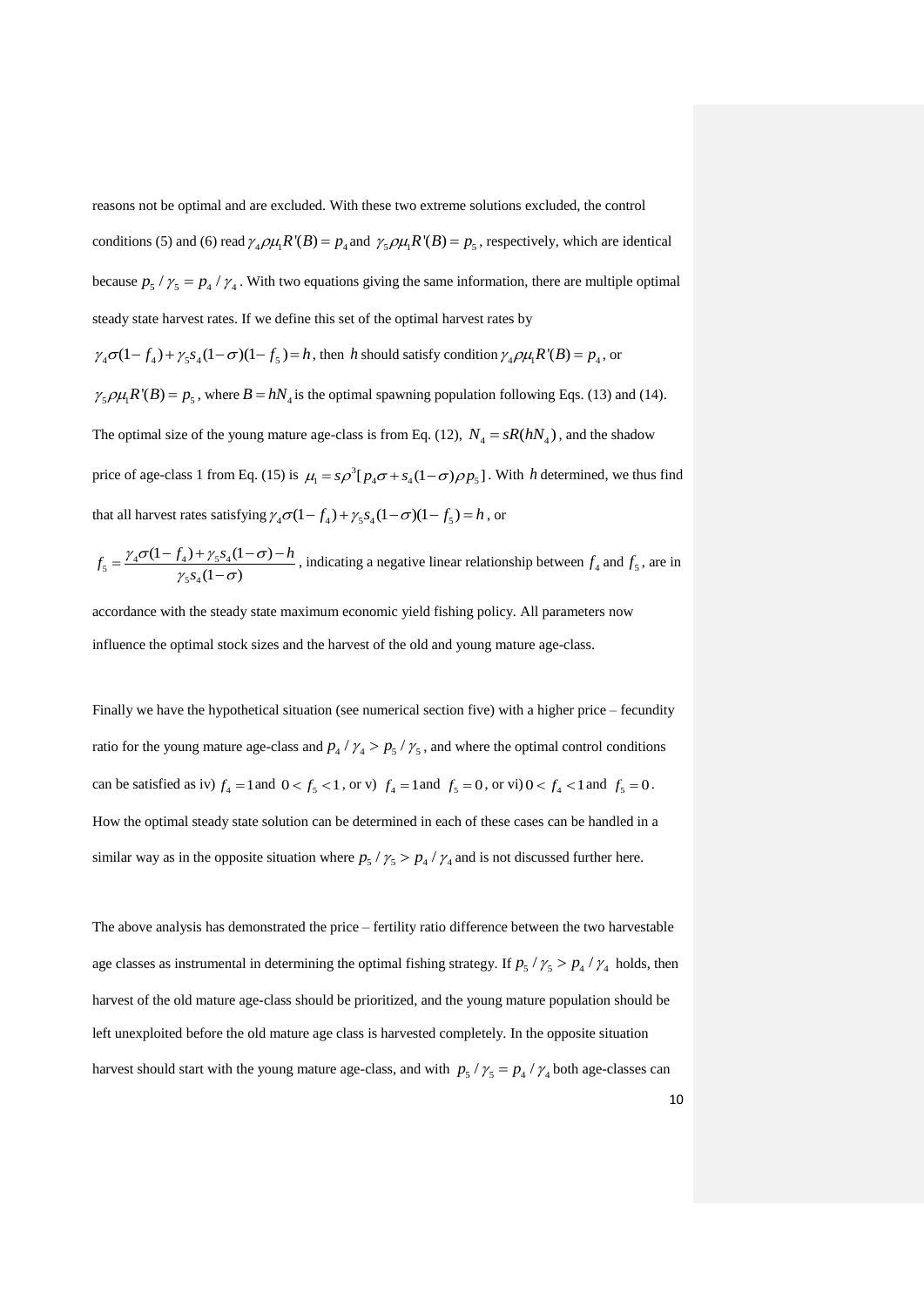reasons not be optimal and are excluded. With these two extreme solutions excluded, the control conditions (5) and (6) read $\gamma_4 \rho \mu_1 R'(B) = p_4$ and $\gamma_5 \rho \mu_1 R'(B) = p_5$, respectively, which are identical because $p_5 / \gamma_5 = p_4 / \gamma_4$. With two equations giving the same information, there are multiple optimal steady state harvest rates. If we define this set of the optimal harvest rates by $\gamma_4 \sigma(1 - f_4) + \gamma_5 s_4 (1-\sigma)(1 - f_5) = h$, then $h$ should satisfy condition $\gamma_4 \rho \mu_1 R'(B) = p_4$, or $\gamma_5 \rho \mu_1 R'(B) = p_5$, where $B = hN_4$ is the optimal spawning population following Eqs. (13) and (14). The optimal size of the young mature age-class is from Eq. (12), $N_4 = sR(hN_4)$, and the shadow price of age-class 1 from Eq. (15) is $\mu_1 = s\rho^3 [p_4 \sigma + s_4 (1-\sigma)\rho p_5]$. With $h$ determined, we thus find that all harvest rates satisfying $\gamma_4 \sigma(1 - f_4) + \gamma_5 s_4 (1-\sigma)(1 - f_5) = h$, or

$f_5 = \dfrac{\gamma_4 \sigma(1 - f_4) + \gamma_5 s_4 (1-\sigma) - h}{\gamma_5 s_4 (1-\sigma)}$, indicating a negative linear relationship between $f_4$ and $f_5$, are in accordance with the steady state maximum economic yield fishing policy. All parameters now influence the optimal stock sizes and the harvest of the old and young mature age-class.

Finally we have the hypothetical situation (see numerical section five) with a higher price – fecundity ratio for the young mature age-class and $p_4 / \gamma_4 > p_5 / \gamma_5$, and where the optimal control conditions can be satisfied as iv) $f_4 = 1$ and $0 < f_5 < 1$, or v) $f_4 = 1$ and $f_5 = 0$, or vi) $0 < f_4 < 1$ and $f_5 = 0$. How the optimal steady state solution can be determined in each of these cases can be handled in a similar way as in the opposite situation where $p_5 / \gamma_5 > p_4 / \gamma_4$ and is not discussed further here.

The above analysis has demonstrated the price – fertility ratio difference between the two harvestable age classes as instrumental in determining the optimal fishing strategy. If $p_5 / \gamma_5 > p_4 / \gamma_4$ holds, then harvest of the old mature age-class should be prioritized, and the young mature population should be left unexploited before the old mature age class is harvested completely. In the opposite situation harvest should start with the young mature age-class, and with $p_5 / \gamma_5 = p_4 / \gamma_4$ both age-classes can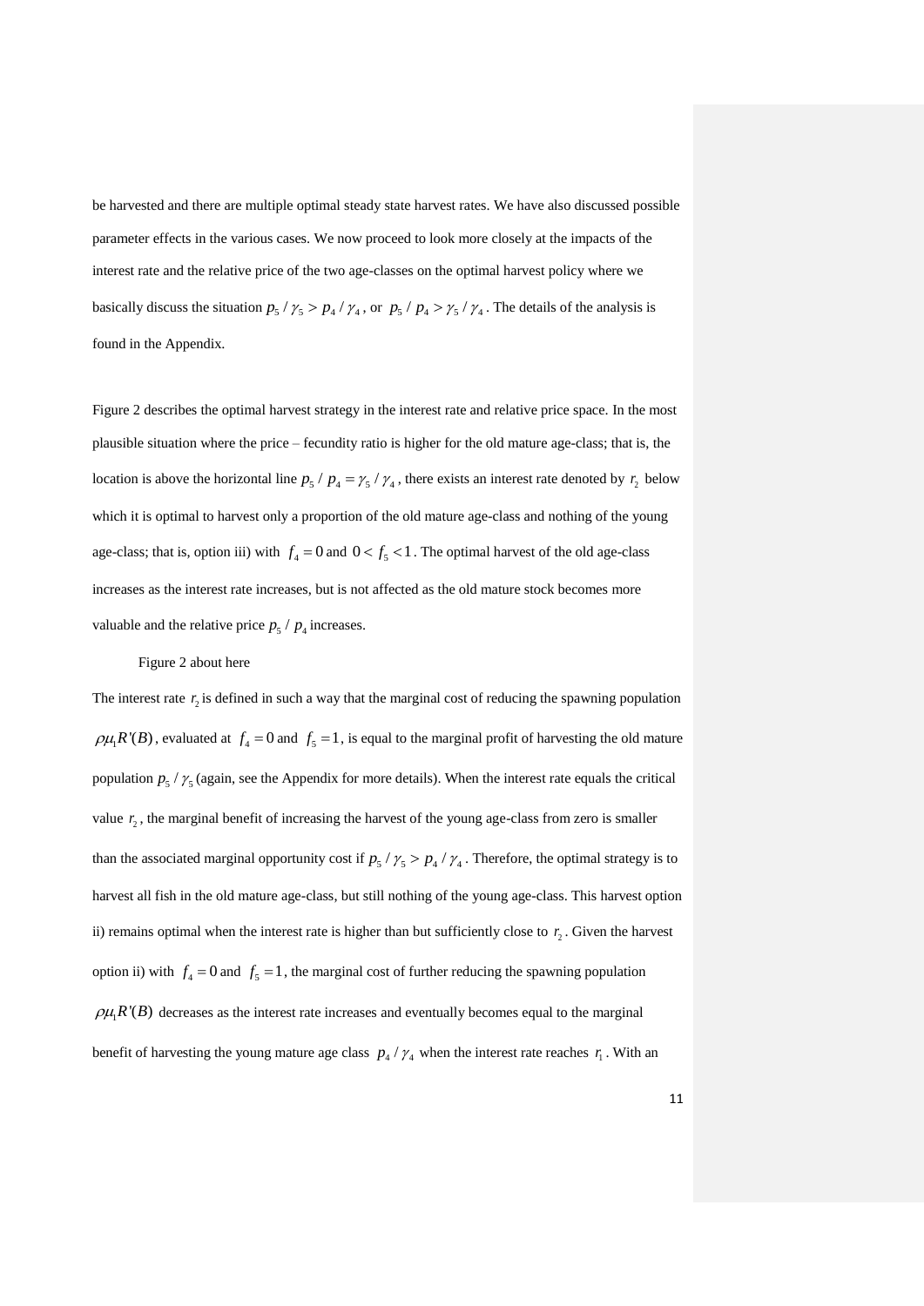be harvested and there are multiple optimal steady state harvest rates. We have also discussed possible parameter effects in the various cases. We now proceed to look more closely at the impacts of the interest rate and the relative price of the two age-classes on the optimal harvest policy where we basically discuss the situation $p_5 / \gamma_5 > p_4 / \gamma_4$, or $p_5 / p_4 > \gamma_5 / \gamma_4$. The details of the analysis is found in the Appendix.

Figure 2 describes the optimal harvest strategy in the interest rate and relative price space. In the most plausible situation where the price – fecundity ratio is higher for the old mature age-class; that is, the location is above the horizontal line $p_5 / p_4 = \gamma_5 / \gamma_4$, there exists an interest rate denoted by $r_2$ below which it is optimal to harvest only a proportion of the old mature age-class and nothing of the young age-class; that is, option iii) with $f_4 = 0$ and $0 < f_5 < 1$. The optimal harvest of the old age-class increases as the interest rate increases, but is not affected as the old mature stock becomes more valuable and the relative price $p_5 / p_4$ increases.

Figure 2 about here

The interest rate $r_2$ is defined in such a way that the marginal cost of reducing the spawning population $\rho\mu_1 R'(B)$, evaluated at $f_4 = 0$ and $f_5 = 1$, is equal to the marginal profit of harvesting the old mature population $p_5 / \gamma_5$ (again, see the Appendix for more details). When the interest rate equals the critical value $r_2$, the marginal benefit of increasing the harvest of the young age-class from zero is smaller than the associated marginal opportunity cost if $p_5 / \gamma_5 > p_4 / \gamma_4$. Therefore, the optimal strategy is to harvest all fish in the old mature age-class, but still nothing of the young age-class. This harvest option ii) remains optimal when the interest rate is higher than but sufficiently close to $r_2$. Given the harvest option ii) with $f_4 = 0$ and $f_5 = 1$, the marginal cost of further reducing the spawning population $\rho\mu_1 R'(B)$ decreases as the interest rate increases and eventually becomes equal to the marginal benefit of harvesting the young mature age class $p_4 / \gamma_4$ when the interest rate reaches $r_1$. With an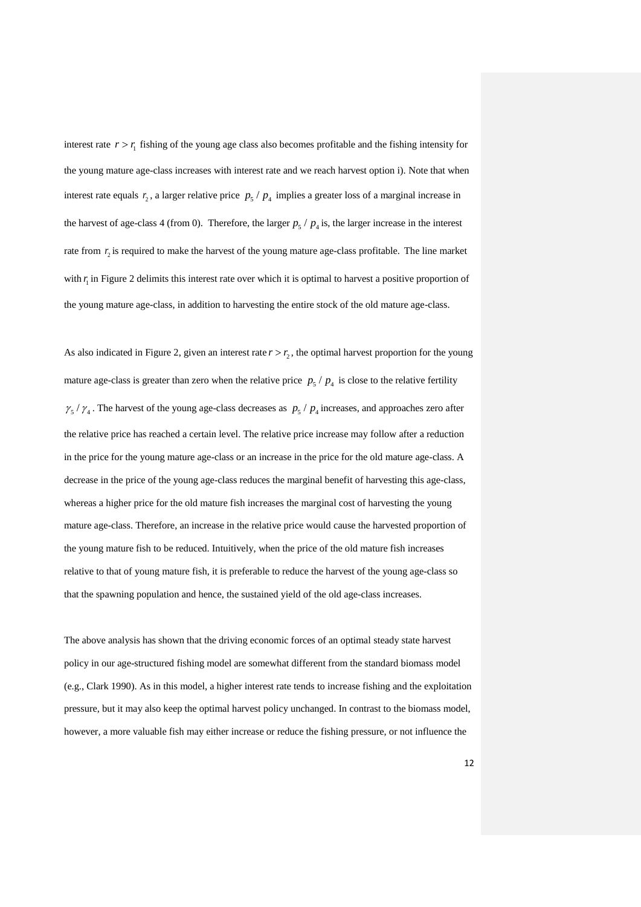interest rate $r > r_1$ fishing of the young age class also becomes profitable and the fishing intensity for the young mature age-class increases with interest rate and we reach harvest option i). Note that when interest rate equals $r_2$, a larger relative price $p_5 / p_4$ implies a greater loss of a marginal increase in the harvest of age-class 4 (from 0). Therefore, the larger $p_5 / p_4$ is, the larger increase in the interest rate from $r_2$ is required to make the harvest of the young mature age-class profitable. The line market with $r_1$ in Figure 2 delimits this interest rate over which it is optimal to harvest a positive proportion of the young mature age-class, in addition to harvesting the entire stock of the old mature age-class.

As also indicated in Figure 2, given an interest rate $r > r_2$, the optimal harvest proportion for the young mature age-class is greater than zero when the relative price $p_5 / p_4$ is close to the relative fertility $\gamma_5 / \gamma_4$. The harvest of the young age-class decreases as $p_5 / p_4$ increases, and approaches zero after the relative price has reached a certain level. The relative price increase may follow after a reduction in the price for the young mature age-class or an increase in the price for the old mature age-class. A decrease in the price of the young age-class reduces the marginal benefit of harvesting this age-class, whereas a higher price for the old mature fish increases the marginal cost of harvesting the young mature age-class. Therefore, an increase in the relative price would cause the harvested proportion of the young mature fish to be reduced. Intuitively, when the price of the old mature fish increases relative to that of young mature fish, it is preferable to reduce the harvest of the young age-class so that the spawning population and hence, the sustained yield of the old age-class increases.

The above analysis has shown that the driving economic forces of an optimal steady state harvest policy in our age-structured fishing model are somewhat different from the standard biomass model (e.g., Clark 1990). As in this model, a higher interest rate tends to increase fishing and the exploitation pressure, but it may also keep the optimal harvest policy unchanged. In contrast to the biomass model, however, a more valuable fish may either increase or reduce the fishing pressure, or not influence the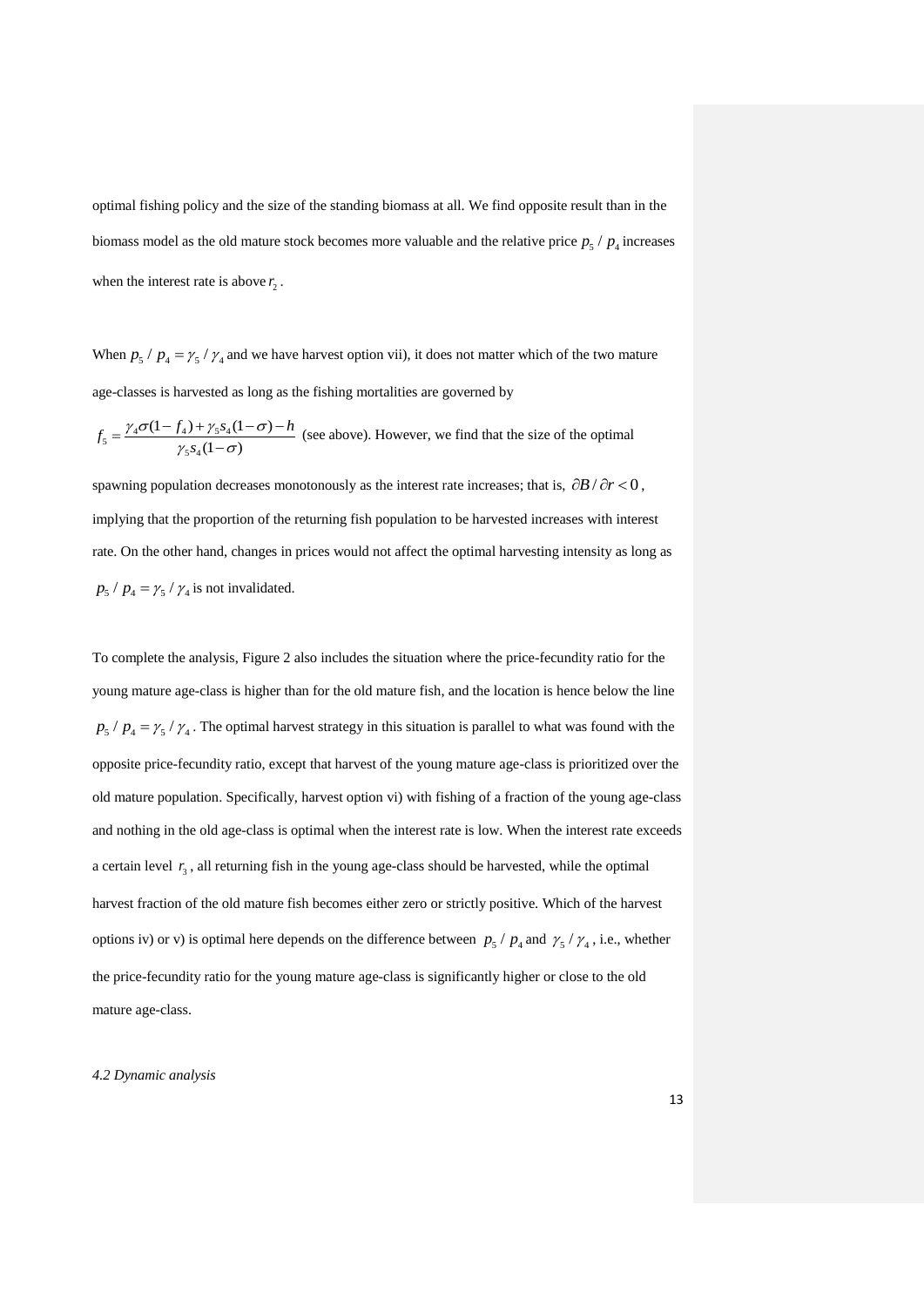optimal fishing policy and the size of the standing biomass at all. We find opposite result than in the biomass model as the old mature stock becomes more valuable and the relative price $p_5 / p_4$ increases when the interest rate is above $r_2$.

When $p_5 / p_4 = \gamma_5 / \gamma_4$ and we have harvest option vii), it does not matter which of the two mature age-classes is harvested as long as the fishing mortalities are governed by

$f_5 = \frac{\gamma_4 \sigma (1 - f_4) + \gamma_5 s_4 (1 - \sigma) - h}{\gamma_5 s_4 (1 - \sigma)}$ (see above). However, we find that the size of the optimal spawning population decreases monotonously as the interest rate increases; that is, $\partial B / \partial r < 0$, implying that the proportion of the returning fish population to be harvested increases with interest rate. On the other hand, changes in prices would not affect the optimal harvesting intensity as long as $p_5 / p_4 = \gamma_5 / \gamma_4$ is not invalidated.

To complete the analysis, Figure 2 also includes the situation where the price-fecundity ratio for the young mature age-class is higher than for the old mature fish, and the location is hence below the line $p_5 / p_4 = \gamma_5 / \gamma_4$. The optimal harvest strategy in this situation is parallel to what was found with the opposite price-fecundity ratio, except that harvest of the young mature age-class is prioritized over the old mature population. Specifically, harvest option vi) with fishing of a fraction of the young age-class and nothing in the old age-class is optimal when the interest rate is low. When the interest rate exceeds a certain level $r_3$, all returning fish in the young age-class should be harvested, while the optimal harvest fraction of the old mature fish becomes either zero or strictly positive. Which of the harvest options iv) or v) is optimal here depends on the difference between $p_5 / p_4$ and $\gamma_5 / \gamma_4$, i.e., whether the price-fecundity ratio for the young mature age-class is significantly higher or close to the old mature age-class.

*4.2 Dynamic analysis*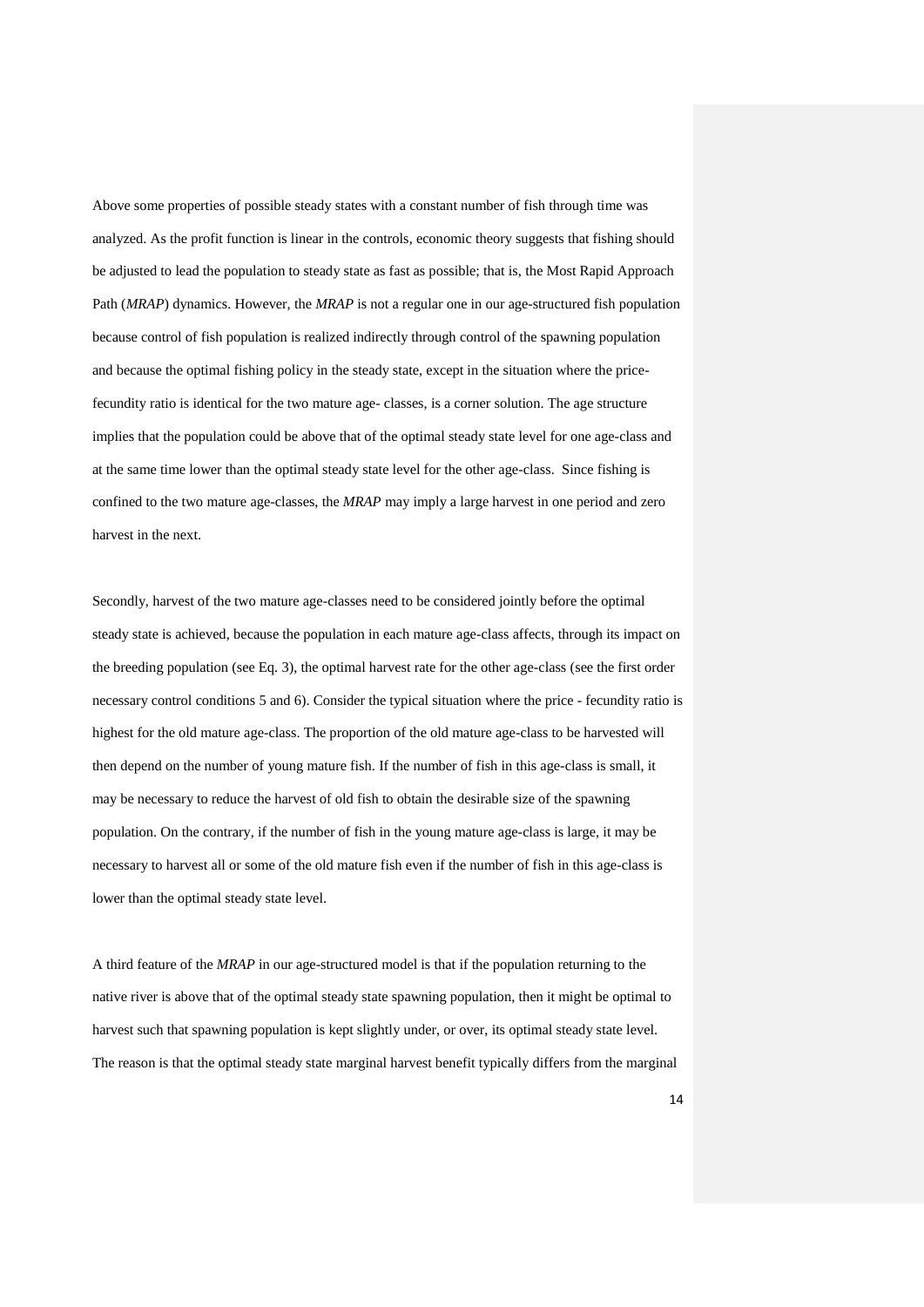Above some properties of possible steady states with a constant number of fish through time was analyzed. As the profit function is linear in the controls, economic theory suggests that fishing should be adjusted to lead the population to steady state as fast as possible; that is, the Most Rapid Approach Path (*MRAP*) dynamics. However, the *MRAP* is not a regular one in our age-structured fish population because control of fish population is realized indirectly through control of the spawning population and because the optimal fishing policy in the steady state, except in the situation where the price-fecundity ratio is identical for the two mature age- classes, is a corner solution. The age structure implies that the population could be above that of the optimal steady state level for one age-class and at the same time lower than the optimal steady state level for the other age-class. Since fishing is confined to the two mature age-classes, the *MRAP* may imply a large harvest in one period and zero harvest in the next.

Secondly, harvest of the two mature age-classes need to be considered jointly before the optimal steady state is achieved, because the population in each mature age-class affects, through its impact on the breeding population (see Eq. 3), the optimal harvest rate for the other age-class (see the first order necessary control conditions 5 and 6). Consider the typical situation where the price - fecundity ratio is highest for the old mature age-class. The proportion of the old mature age-class to be harvested will then depend on the number of young mature fish. If the number of fish in this age-class is small, it may be necessary to reduce the harvest of old fish to obtain the desirable size of the spawning population. On the contrary, if the number of fish in the young mature age-class is large, it may be necessary to harvest all or some of the old mature fish even if the number of fish in this age-class is lower than the optimal steady state level.

A third feature of the *MRAP* in our age-structured model is that if the population returning to the native river is above that of the optimal steady state spawning population, then it might be optimal to harvest such that spawning population is kept slightly under, or over, its optimal steady state level. The reason is that the optimal steady state marginal harvest benefit typically differs from the marginal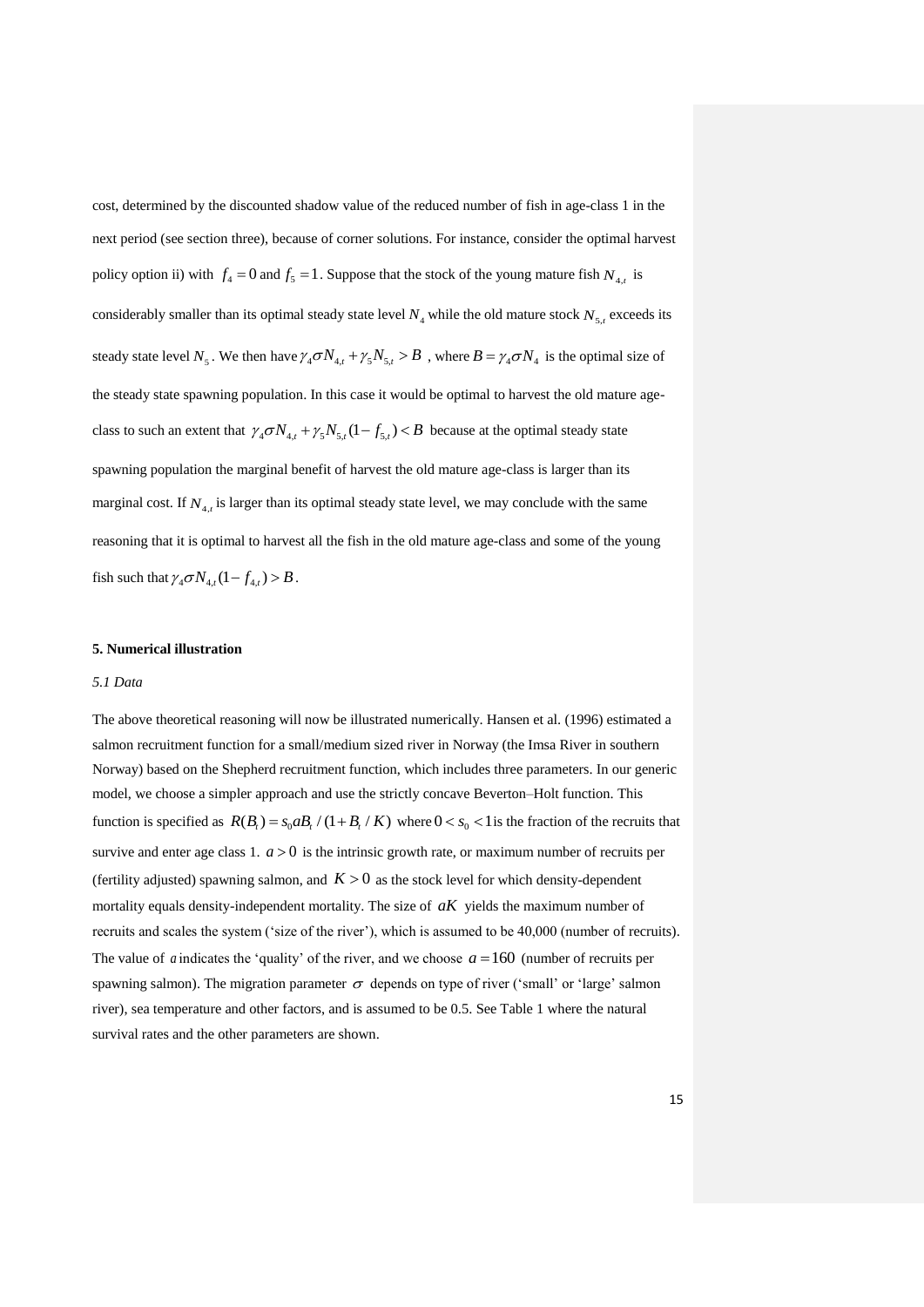cost, determined by the discounted shadow value of the reduced number of fish in age-class 1 in the next period (see section three), because of corner solutions. For instance, consider the optimal harvest policy option ii) with $f_4 = 0$ and $f_5 = 1$. Suppose that the stock of the young mature fish $N_{4,t}$ is considerably smaller than its optimal steady state level $N_4$ while the old mature stock $N_{5,t}$ exceeds its steady state level $N_5$. We then have $\gamma_4 \sigma N_{4,t} + \gamma_5 N_{5,t} > B$ , where $B = \gamma_4 \sigma N_4$ is the optimal size of the steady state spawning population. In this case it would be optimal to harvest the old mature age-class to such an extent that $\gamma_4 \sigma N_{4,t} + \gamma_5 N_{5,t}(1 - f_{5,t}) < B$ because at the optimal steady state spawning population the marginal benefit of harvest the old mature age-class is larger than its marginal cost. If $N_{4,t}$ is larger than its optimal steady state level, we may conclude with the same reasoning that it is optimal to harvest all the fish in the old mature age-class and some of the young fish such that $\gamma_4 \sigma N_{4,t}(1 - f_{4,t}) > B$.

## 5. Numerical illustration

### *5.1 Data*

The above theoretical reasoning will now be illustrated numerically. Hansen et al. (1996) estimated a salmon recruitment function for a small/medium sized river in Norway (the Imsa River in southern Norway) based on the Shepherd recruitment function, which includes three parameters. In our generic model, we choose a simpler approach and use the strictly concave Beverton–Holt function. This function is specified as $R(B_t) = s_0 a B_t / (1 + B_t / K)$ where $0 < s_0 < 1$ is the fraction of the recruits that survive and enter age class 1. $a > 0$ is the intrinsic growth rate, or maximum number of recruits per (fertility adjusted) spawning salmon, and $K > 0$ as the stock level for which density-dependent mortality equals density-independent mortality. The size of $aK$ yields the maximum number of recruits and scales the system ('size of the river'), which is assumed to be 40,000 (number of recruits). The value of $a$ indicates the 'quality' of the river, and we choose $a = 160$ (number of recruits per spawning salmon). The migration parameter $\sigma$ depends on type of river ('small' or 'large' salmon river), sea temperature and other factors, and is assumed to be 0.5. See Table 1 where the natural survival rates and the other parameters are shown.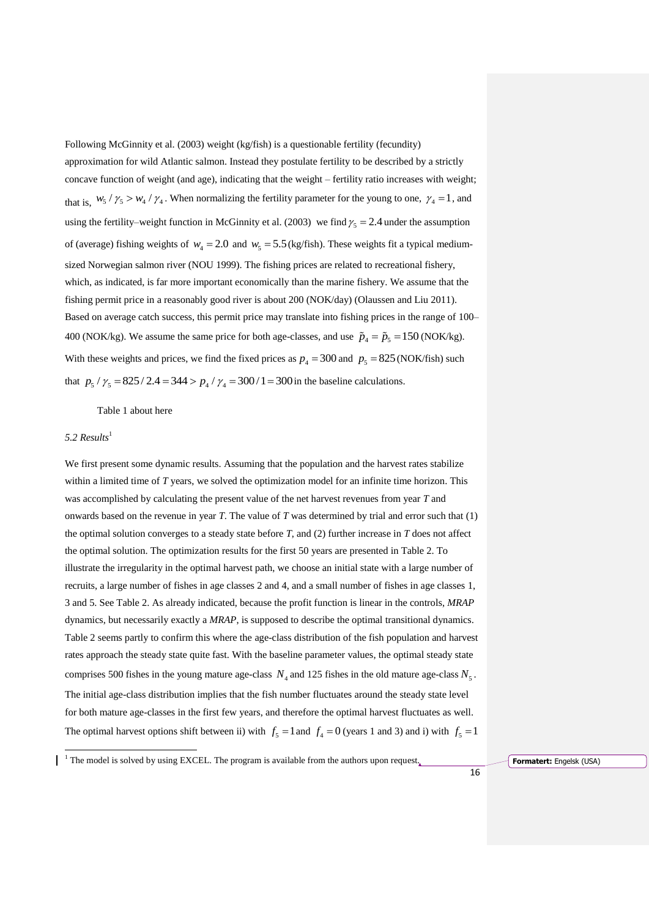Following McGinnity et al. (2003) weight (kg/fish) is a questionable fertility (fecundity) approximation for wild Atlantic salmon. Instead they postulate fertility to be described by a strictly concave function of weight (and age), indicating that the weight – fertility ratio increases with weight; that is, $w_5 / \gamma_5 > w_4 / \gamma_4$. When normalizing the fertility parameter for the young to one, $\gamma_4 = 1$, and using the fertility–weight function in McGinnity et al. (2003) we find $\gamma_5 = 2.4$ under the assumption of (average) fishing weights of $w_4 = 2.0$ and $w_5 = 5.5$ (kg/fish). These weights fit a typical medium-sized Norwegian salmon river (NOU 1999). The fishing prices are related to recreational fishery, which, as indicated, is far more important economically than the marine fishery. We assume that the fishing permit price in a reasonably good river is about 200 (NOK/day) (Olaussen and Liu 2011). Based on average catch success, this permit price may translate into fishing prices in the range of 100–400 (NOK/kg). We assume the same price for both age-classes, and use $\tilde{p}_4 = \tilde{p}_5 = 150$ (NOK/kg). With these weights and prices, we find the fixed prices as $p_4 = 300$ and $p_5 = 825$ (NOK/fish) such that $p_5 / \gamma_5 = 825 / 2.4 = 344 > p_4 / \gamma_4 = 300 / 1 = 300$ in the baseline calculations.

Table 1 about here

### *5.2 Results*[1]

We first present some dynamic results. Assuming that the population and the harvest rates stabilize within a limited time of *T* years, we solved the optimization model for an infinite time horizon. This was accomplished by calculating the present value of the net harvest revenues from year *T* and onwards based on the revenue in year *T*. The value of *T* was determined by trial and error such that (1) the optimal solution converges to a steady state before *T*, and (2) further increase in *T* does not affect the optimal solution. The optimization results for the first 50 years are presented in Table 2. To illustrate the irregularity in the optimal harvest path, we choose an initial state with a large number of recruits, a large number of fishes in age classes 2 and 4, and a small number of fishes in age classes 1, 3 and 5. See Table 2. As already indicated, because the profit function is linear in the controls, *MRAP* dynamics, but necessarily exactly a *MRAP*, is supposed to describe the optimal transitional dynamics. Table 2 seems partly to confirm this where the age-class distribution of the fish population and harvest rates approach the steady state quite fast. With the baseline parameter values, the optimal steady state comprises 500 fishes in the young mature age-class $N_4$ and 125 fishes in the old mature age-class $N_5$. The initial age-class distribution implies that the fish number fluctuates around the steady state level for both mature age-classes in the first few years, and therefore the optimal harvest fluctuates as well. The optimal harvest options shift between ii) with $f_5 = 1$ and $f_4 = 0$ (years 1 and 3) and i) with $f_5 = 1$

[1] The model is solved by using EXCEL. The program is available from the authors upon request.

Formatert: Engelsk (USA)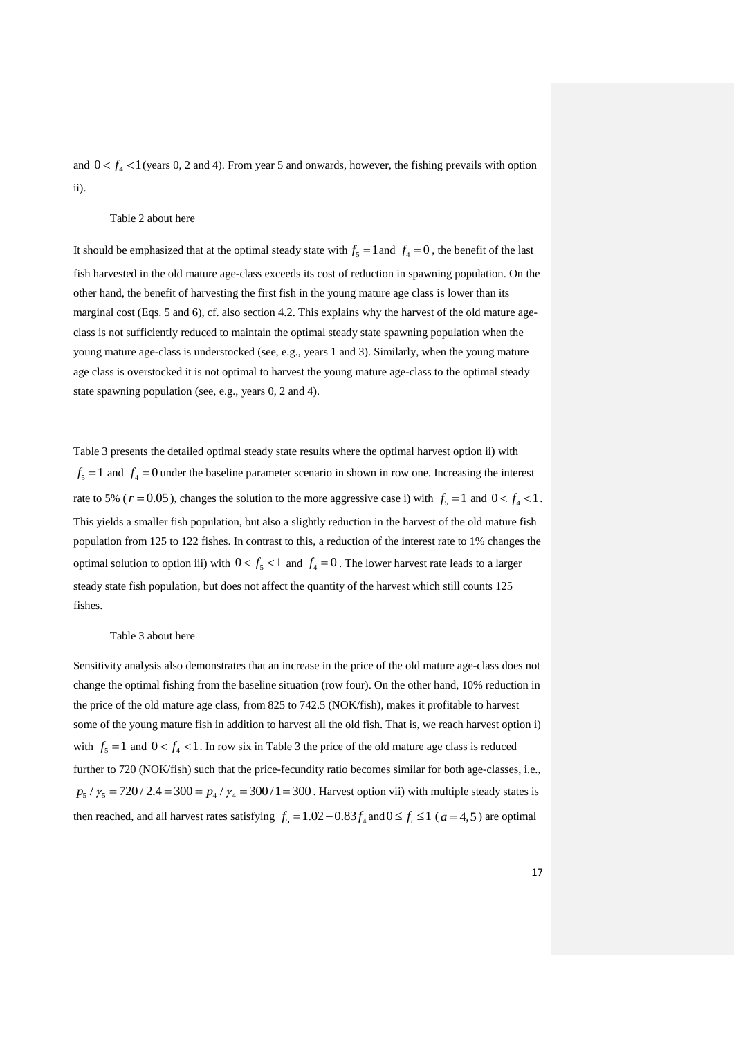and $0 < f_4 < 1$ (years 0, 2 and 4). From year 5 and onwards, however, the fishing prevails with option ii).

Table 2 about here

It should be emphasized that at the optimal steady state with $f_5 = 1$ and $f_4 = 0$, the benefit of the last fish harvested in the old mature age-class exceeds its cost of reduction in spawning population. On the other hand, the benefit of harvesting the first fish in the young mature age class is lower than its marginal cost (Eqs. 5 and 6), cf. also section 4.2. This explains why the harvest of the old mature age-class is not sufficiently reduced to maintain the optimal steady state spawning population when the young mature age-class is understocked (see, e.g., years 1 and 3). Similarly, when the young mature age class is overstocked it is not optimal to harvest the young mature age-class to the optimal steady state spawning population (see, e.g., years 0, 2 and 4).

Table 3 presents the detailed optimal steady state results where the optimal harvest option ii) with $f_5 = 1$ and $f_4 = 0$ under the baseline parameter scenario in shown in row one. Increasing the interest rate to 5% ($r = 0.05$), changes the solution to the more aggressive case i) with $f_5 = 1$ and $0 < f_4 < 1$. This yields a smaller fish population, but also a slightly reduction in the harvest of the old mature fish population from 125 to 122 fishes. In contrast to this, a reduction of the interest rate to 1% changes the optimal solution to option iii) with $0 < f_5 < 1$ and $f_4 = 0$. The lower harvest rate leads to a larger steady state fish population, but does not affect the quantity of the harvest which still counts 125 fishes.

Table 3 about here

Sensitivity analysis also demonstrates that an increase in the price of the old mature age-class does not change the optimal fishing from the baseline situation (row four). On the other hand, 10% reduction in the price of the old mature age class, from 825 to 742.5 (NOK/fish), makes it profitable to harvest some of the young mature fish in addition to harvest all the old fish. That is, we reach harvest option i) with $f_5 = 1$ and $0 < f_4 < 1$. In row six in Table 3 the price of the old mature age class is reduced further to 720 (NOK/fish) such that the price-fecundity ratio becomes similar for both age-classes, i.e., $p_5 / \gamma_5 = 720 / 2.4 = 300 = p_4 / \gamma_4 = 300 / 1 = 300$. Harvest option vii) with multiple steady states is then reached, and all harvest rates satisfying $f_5 = 1.02 - 0.83 f_4$ and $0 \leq f_i \leq 1$ ($a = 4,5$) are optimal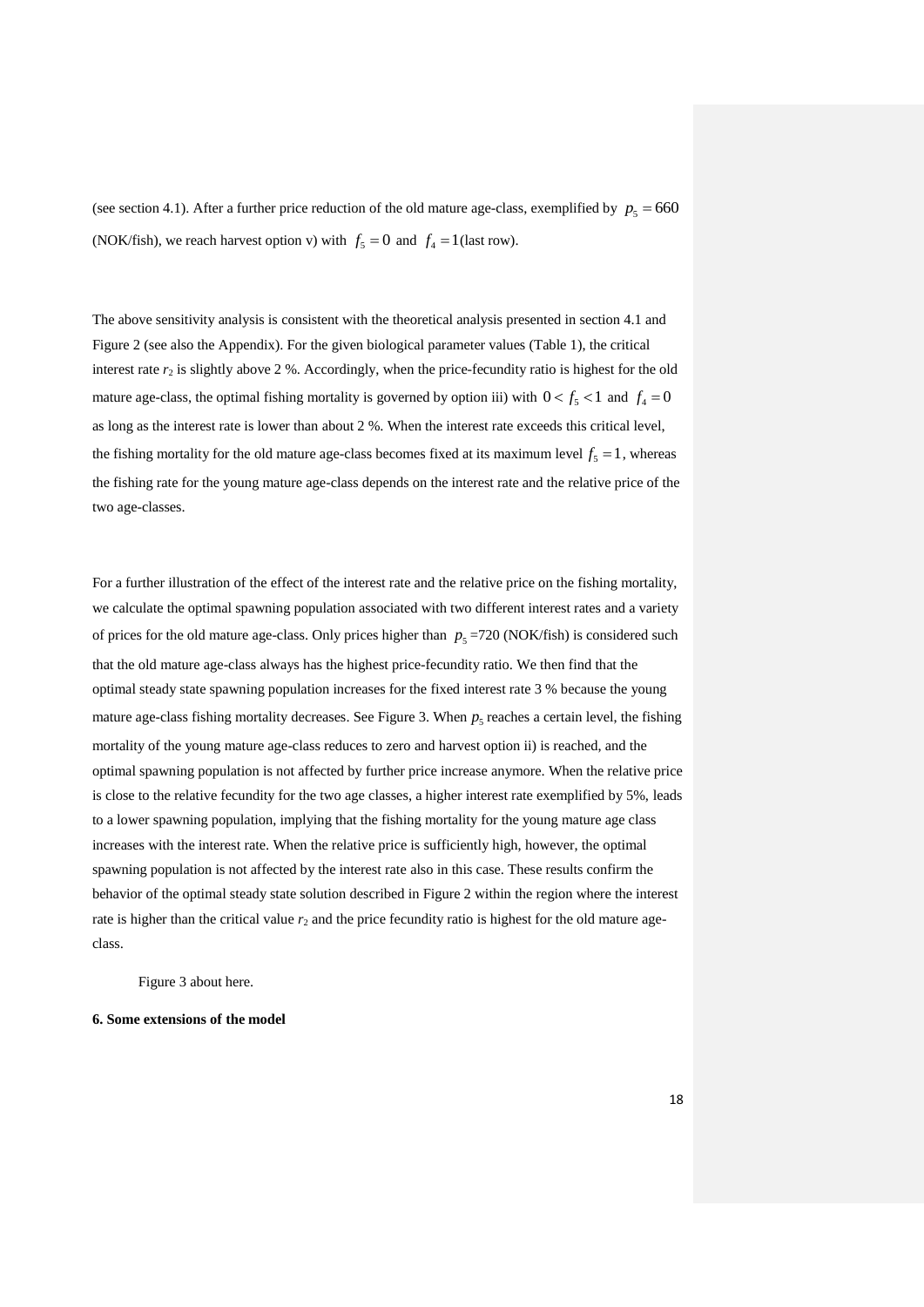(see section 4.1). After a further price reduction of the old mature age-class, exemplified by $p_5 = 660$ (NOK/fish), we reach harvest option v) with $f_5 = 0$ and $f_4 = 1$(last row).

The above sensitivity analysis is consistent with the theoretical analysis presented in section 4.1 and Figure 2 (see also the Appendix). For the given biological parameter values (Table 1), the critical interest rate $r_2$ is slightly above 2 %. Accordingly, when the price-fecundity ratio is highest for the old mature age-class, the optimal fishing mortality is governed by option iii) with $0 < f_5 < 1$ and $f_4 = 0$ as long as the interest rate is lower than about 2 %. When the interest rate exceeds this critical level, the fishing mortality for the old mature age-class becomes fixed at its maximum level $f_5 = 1$, whereas the fishing rate for the young mature age-class depends on the interest rate and the relative price of the two age-classes.

For a further illustration of the effect of the interest rate and the relative price on the fishing mortality, we calculate the optimal spawning population associated with two different interest rates and a variety of prices for the old mature age-class. Only prices higher than $p_5$ =720 (NOK/fish) is considered such that the old mature age-class always has the highest price-fecundity ratio. We then find that the optimal steady state spawning population increases for the fixed interest rate 3 % because the young mature age-class fishing mortality decreases. See Figure 3. When $p_5$ reaches a certain level, the fishing mortality of the young mature age-class reduces to zero and harvest option ii) is reached, and the optimal spawning population is not affected by further price increase anymore. When the relative price is close to the relative fecundity for the two age classes, a higher interest rate exemplified by 5%, leads to a lower spawning population, implying that the fishing mortality for the young mature age class increases with the interest rate. When the relative price is sufficiently high, however, the optimal spawning population is not affected by the interest rate also in this case. These results confirm the behavior of the optimal steady state solution described in Figure 2 within the region where the interest rate is higher than the critical value $r_2$ and the price fecundity ratio is highest for the old mature age-class.

Figure 3 about here.

**6. Some extensions of the model**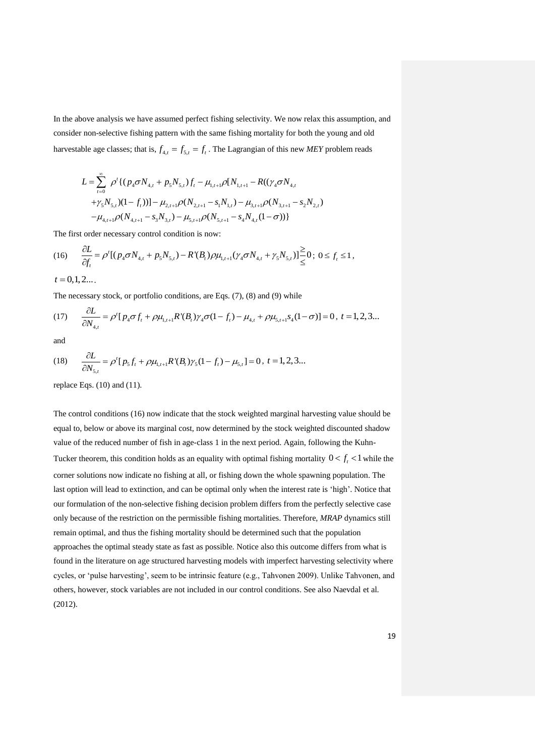In the above analysis we have assumed perfect fishing selectivity. We now relax this assumption, and consider non-selective fishing pattern with the same fishing mortality for both the young and old harvestable age classes; that is, $f_{4,t} = f_{5,t} = f_t$. The Lagrangian of this new *MEY* problem reads

$$
\begin{aligned}
L = \sum_{t=0}^{\infty} \rho^t \{ & (p_4 \sigma N_{4,t} + p_5 N_{5,t}) f_t - \mu_{1,t+1} \rho [N_{1,t+1} - R((\gamma_4 \sigma N_{4,t} \\
& + \gamma_5 N_{5,t})(1 - f_t))] - \mu_{2,t+1} \rho (N_{2,t+1} - s_1 N_{1,t}) - \mu_{3,t+1} \rho (N_{3,t+1} - s_2 N_{2,t}) \\
& - \mu_{4,t+1} \rho (N_{4,t+1} - s_3 N_{3,t}) - \mu_{5,t+1} \rho (N_{5,t+1} - s_4 N_{4,t}(1 - \sigma)) \}
\end{aligned}
$$

The first order necessary control condition is now:

$$
(16) \quad \frac{\partial L}{\partial f_t} = \rho^t [(p_4 \sigma N_{4,t} + p_5 N_{5,t}) - R'(B_t) \rho \mu_{1,t+1} (\gamma_4 \sigma N_{4,t} + \gamma_5 N_{5,t})] \begin{matrix} \geq \\ = \\ \leq \end{matrix} 0 \text{; } 0 \leq f_t \leq 1,
$$

$t = 0, 1, 2 \ldots$.

The necessary stock, or portfolio conditions, are Eqs. (7), (8) and (9) while

$$
(17) \quad \frac{\partial L}{\partial N_{4,t}} = \rho^t [p_4 \sigma f_t + \rho \mu_{1,t+1} R'(B_t) \gamma_4 \sigma (1 - f_t) - \mu_{4,t} + \rho \mu_{5,t+1} s_4 (1 - \sigma)] = 0 \text{, } t = 1, 2, 3 \ldots
$$

and

$$
(18) \quad \frac{\partial L}{\partial N_{5,t}} = \rho^t [p_5 f_t + \rho \mu_{1,t+1} R'(B_t) \gamma_5 (1 - f_t) - \mu_{5,t}] = 0 \text{, } t = 1, 2, 3 \ldots
$$

replace Eqs. (10) and (11).

The control conditions (16) now indicate that the stock weighted marginal harvesting value should be equal to, below or above its marginal cost, now determined by the stock weighted discounted shadow value of the reduced number of fish in age-class 1 in the next period. Again, following the Kuhn-Tucker theorem, this condition holds as an equality with optimal fishing mortality $0 < f_t < 1$ while the corner solutions now indicate no fishing at all, or fishing down the whole spawning population. The last option will lead to extinction, and can be optimal only when the interest rate is 'high'. Notice that our formulation of the non-selective fishing decision problem differs from the perfectly selective case only because of the restriction on the permissible fishing mortalities. Therefore, *MRAP* dynamics still remain optimal, and thus the fishing mortality should be determined such that the population approaches the optimal steady state as fast as possible. Notice also this outcome differs from what is found in the literature on age structured harvesting models with imperfect harvesting selectivity where cycles, or 'pulse harvesting', seem to be intrinsic feature (e.g., Tahvonen 2009). Unlike Tahvonen, and others, however, stock variables are not included in our control conditions. See also Naevdal et al. (2012).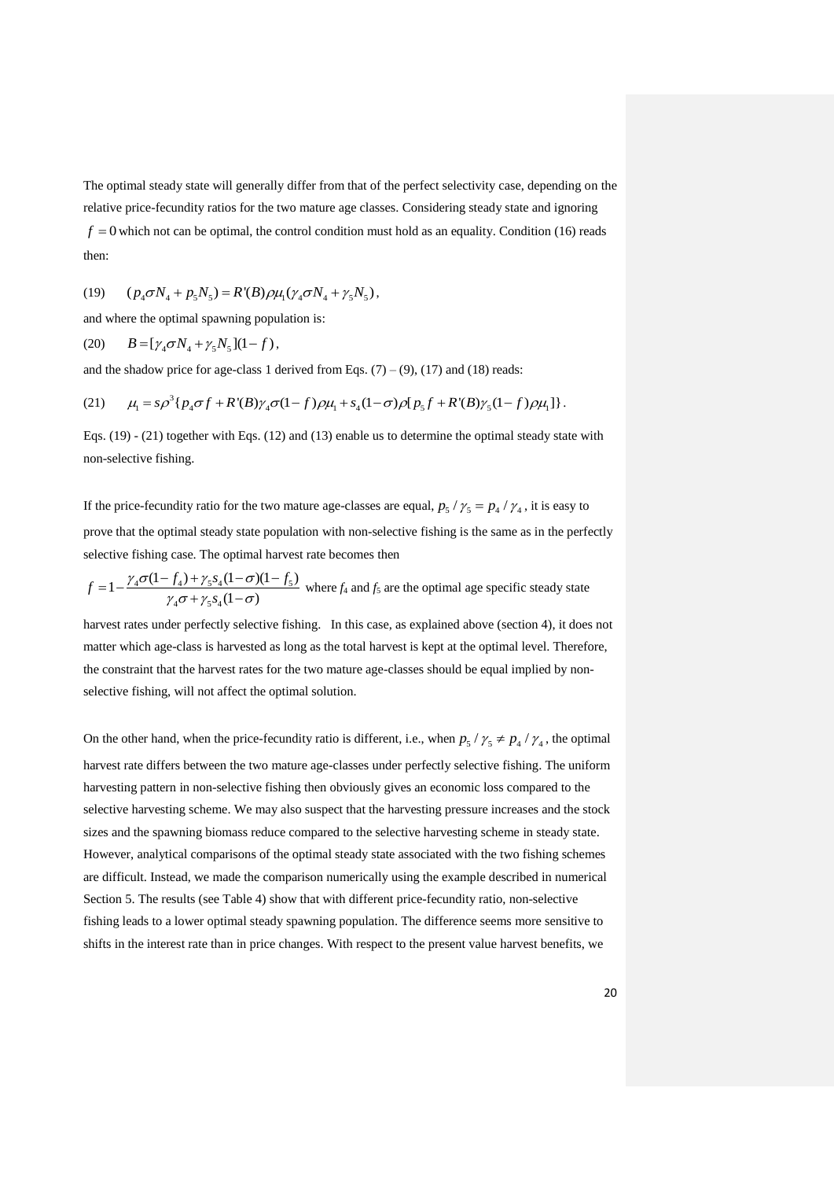The optimal steady state will generally differ from that of the perfect selectivity case, depending on the relative price-fecundity ratios for the two mature age classes. Considering steady state and ignoring $f = 0$ which not can be optimal, the control condition must hold as an equality. Condition (16) reads then:

$$(19) \qquad (p_4 \sigma N_4 + p_5 N_5) = R'(B)\rho\mu_1(\gamma_4 \sigma N_4 + \gamma_5 N_5),$$

and where the optimal spawning population is:

$$(20) \qquad B = [\gamma_4 \sigma N_4 + \gamma_5 N_5](1-f),$$

and the shadow price for age-class 1 derived from Eqs. (7) – (9), (17) and (18) reads:

$$(21) \qquad \mu_1 = s\rho^3\{p_4 \sigma f + R'(B)\gamma_4 \sigma(1-f)\rho\mu_1 + s_4(1-\sigma)\rho[p_5 f + R'(B)\gamma_5(1-f)\rho\mu_1]\}.$$

Eqs. (19) - (21) together with Eqs. (12) and (13) enable us to determine the optimal steady state with non-selective fishing.

If the price-fecundity ratio for the two mature age-classes are equal, $p_5 / \gamma_5 = p_4 / \gamma_4$, it is easy to prove that the optimal steady state population with non-selective fishing is the same as in the perfectly selective fishing case. The optimal harvest rate becomes then

$f = 1 - \dfrac{\gamma_4 \sigma(1-f_4) + \gamma_5 s_4(1-\sigma)(1-f_5)}{\gamma_4 \sigma + \gamma_5 s_4(1-\sigma)}$ where $f_4$ and $f_5$ are the optimal age specific steady state harvest rates under perfectly selective fishing. In this case, as explained above (section 4), it does not matter which age-class is harvested as long as the total harvest is kept at the optimal level. Therefore, the constraint that the harvest rates for the two mature age-classes should be equal implied by non-selective fishing, will not affect the optimal solution.

On the other hand, when the price-fecundity ratio is different, i.e., when $p_5 / \gamma_5 \neq p_4 / \gamma_4$, the optimal harvest rate differs between the two mature age-classes under perfectly selective fishing. The uniform harvesting pattern in non-selective fishing then obviously gives an economic loss compared to the selective harvesting scheme. We may also suspect that the harvesting pressure increases and the stock sizes and the spawning biomass reduce compared to the selective harvesting scheme in steady state. However, analytical comparisons of the optimal steady state associated with the two fishing schemes are difficult. Instead, we made the comparison numerically using the example described in numerical Section 5. The results (see Table 4) show that with different price-fecundity ratio, non-selective fishing leads to a lower optimal steady spawning population. The difference seems more sensitive to shifts in the interest rate than in price changes. With respect to the present value harvest benefits, we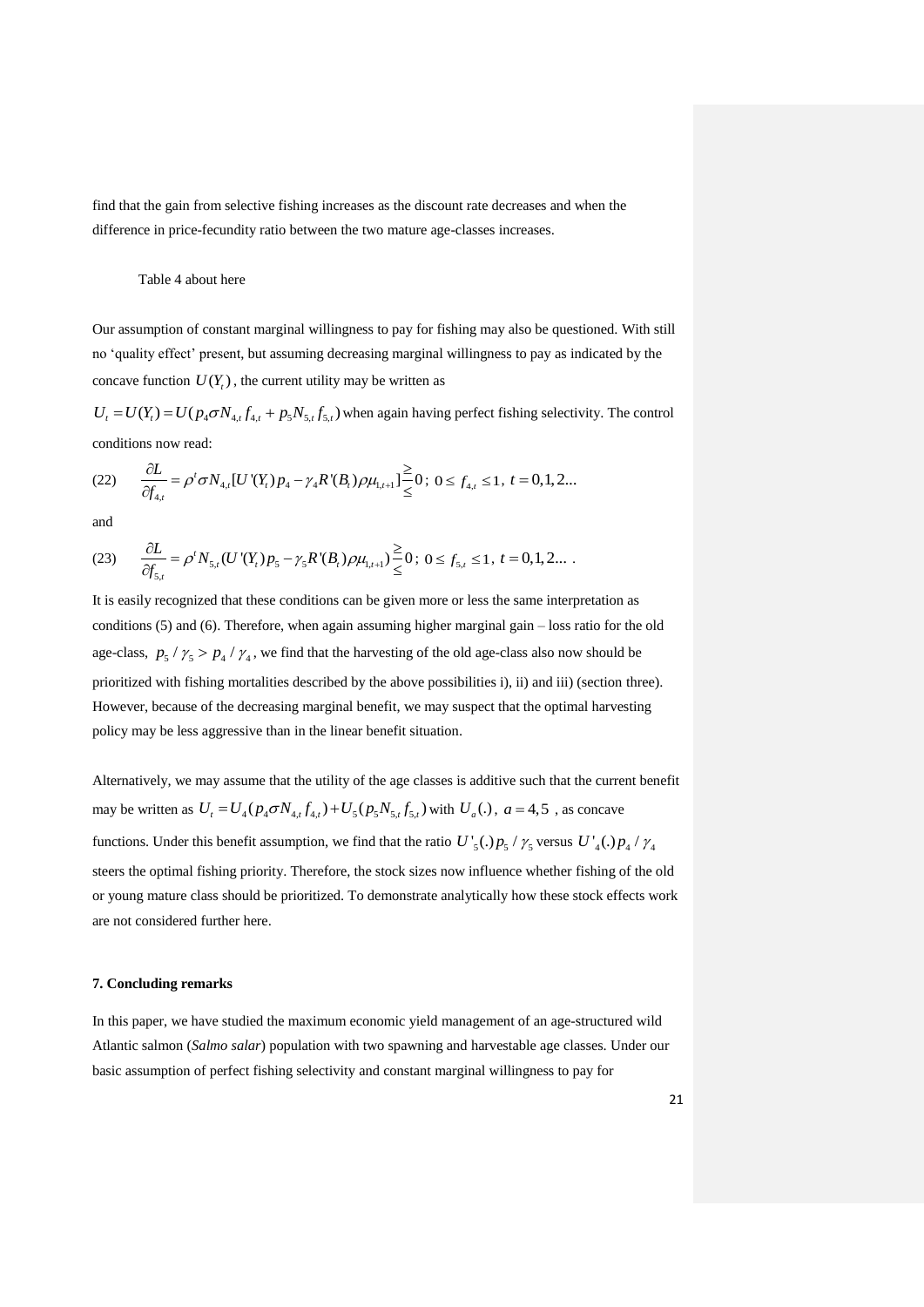find that the gain from selective fishing increases as the discount rate decreases and when the difference in price-fecundity ratio between the two mature age-classes increases.

Table 4 about here

Our assumption of constant marginal willingness to pay for fishing may also be questioned. With still no 'quality effect' present, but assuming decreasing marginal willingness to pay as indicated by the concave function $U(Y_t)$, the current utility may be written as

$U_t = U(Y_t) = U(p_4 \sigma N_{4,t} f_{4,t} + p_5 N_{5,t} f_{5,t})$ when again having perfect fishing selectivity. The control conditions now read:

$$\text{(22)} \qquad \frac{\partial L}{\partial f_{4,t}} = \rho^t \sigma N_{4,t} [U'(Y_t) p_4 - \gamma_4 R'(B_t) \rho \mu_{1,t+1}] \overset{\geq}{\underset{\leq}{=}} 0 \, ; \; 0 \leq f_{4,t} \leq 1 , \; t = 0,1,2...$$

and

$$\text{(23)} \qquad \frac{\partial L}{\partial f_{5,t}} = \rho^t N_{5,t} (U'(Y_t) p_5 - \gamma_5 R'(B_t) \rho \mu_{1,t+1}) \overset{\geq}{\underset{\leq}{=}} 0 \, ; \; 0 \leq f_{5,t} \leq 1 , \; t = 0,1,2... \, .$$

It is easily recognized that these conditions can be given more or less the same interpretation as conditions (5) and (6). Therefore, when again assuming higher marginal gain – loss ratio for the old age-class, $p_5 / \gamma_5 > p_4 / \gamma_4$, we find that the harvesting of the old age-class also now should be prioritized with fishing mortalities described by the above possibilities i), ii) and iii) (section three). However, because of the decreasing marginal benefit, we may suspect that the optimal harvesting policy may be less aggressive than in the linear benefit situation.

Alternatively, we may assume that the utility of the age classes is additive such that the current benefit may be written as $U_t = U_4(p_4 \sigma N_{4,t} f_{4,t}) + U_5(p_5 N_{5,t} f_{5,t})$ with $U_a(.)$, $a = 4,5$ , as concave functions. Under this benefit assumption, we find that the ratio $U'_5(.) p_5 / \gamma_5$ versus $U'_4(.) p_4 / \gamma_4$ steers the optimal fishing priority. Therefore, the stock sizes now influence whether fishing of the old or young mature class should be prioritized. To demonstrate analytically how these stock effects work are not considered further here.

## 7. Concluding remarks

In this paper, we have studied the maximum economic yield management of an age-structured wild Atlantic salmon (*Salmo salar*) population with two spawning and harvestable age classes. Under our basic assumption of perfect fishing selectivity and constant marginal willingness to pay for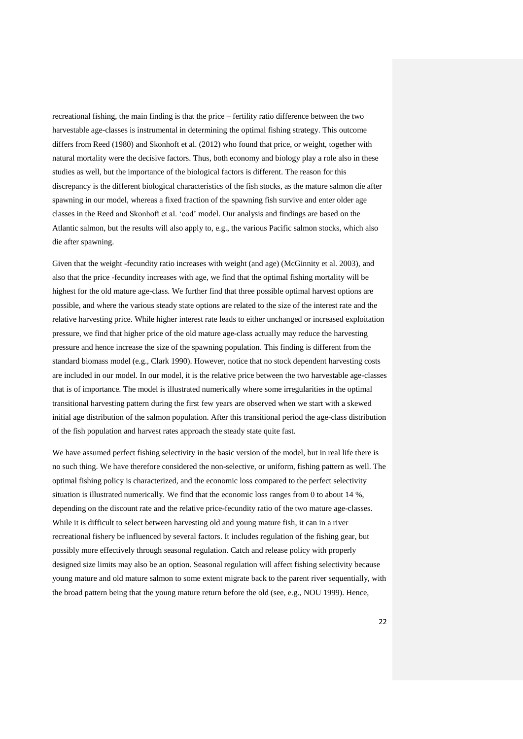recreational fishing, the main finding is that the price – fertility ratio difference between the two harvestable age-classes is instrumental in determining the optimal fishing strategy. This outcome differs from Reed (1980) and Skonhoft et al. (2012) who found that price, or weight, together with natural mortality were the decisive factors. Thus, both economy and biology play a role also in these studies as well, but the importance of the biological factors is different. The reason for this discrepancy is the different biological characteristics of the fish stocks, as the mature salmon die after spawning in our model, whereas a fixed fraction of the spawning fish survive and enter older age classes in the Reed and Skonhoft et al. 'cod' model. Our analysis and findings are based on the Atlantic salmon, but the results will also apply to, e.g., the various Pacific salmon stocks, which also die after spawning.

Given that the weight -fecundity ratio increases with weight (and age) (McGinnity et al. 2003), and also that the price -fecundity increases with age, we find that the optimal fishing mortality will be highest for the old mature age-class. We further find that three possible optimal harvest options are possible, and where the various steady state options are related to the size of the interest rate and the relative harvesting price. While higher interest rate leads to either unchanged or increased exploitation pressure, we find that higher price of the old mature age-class actually may reduce the harvesting pressure and hence increase the size of the spawning population. This finding is different from the standard biomass model (e.g., Clark 1990). However, notice that no stock dependent harvesting costs are included in our model. In our model, it is the relative price between the two harvestable age-classes that is of importance. The model is illustrated numerically where some irregularities in the optimal transitional harvesting pattern during the first few years are observed when we start with a skewed initial age distribution of the salmon population. After this transitional period the age-class distribution of the fish population and harvest rates approach the steady state quite fast.

We have assumed perfect fishing selectivity in the basic version of the model, but in real life there is no such thing. We have therefore considered the non-selective, or uniform, fishing pattern as well. The optimal fishing policy is characterized, and the economic loss compared to the perfect selectivity situation is illustrated numerically. We find that the economic loss ranges from 0 to about 14 %, depending on the discount rate and the relative price-fecundity ratio of the two mature age-classes. While it is difficult to select between harvesting old and young mature fish, it can in a river recreational fishery be influenced by several factors. It includes regulation of the fishing gear, but possibly more effectively through seasonal regulation. Catch and release policy with properly designed size limits may also be an option. Seasonal regulation will affect fishing selectivity because young mature and old mature salmon to some extent migrate back to the parent river sequentially, with the broad pattern being that the young mature return before the old (see, e.g., NOU 1999). Hence,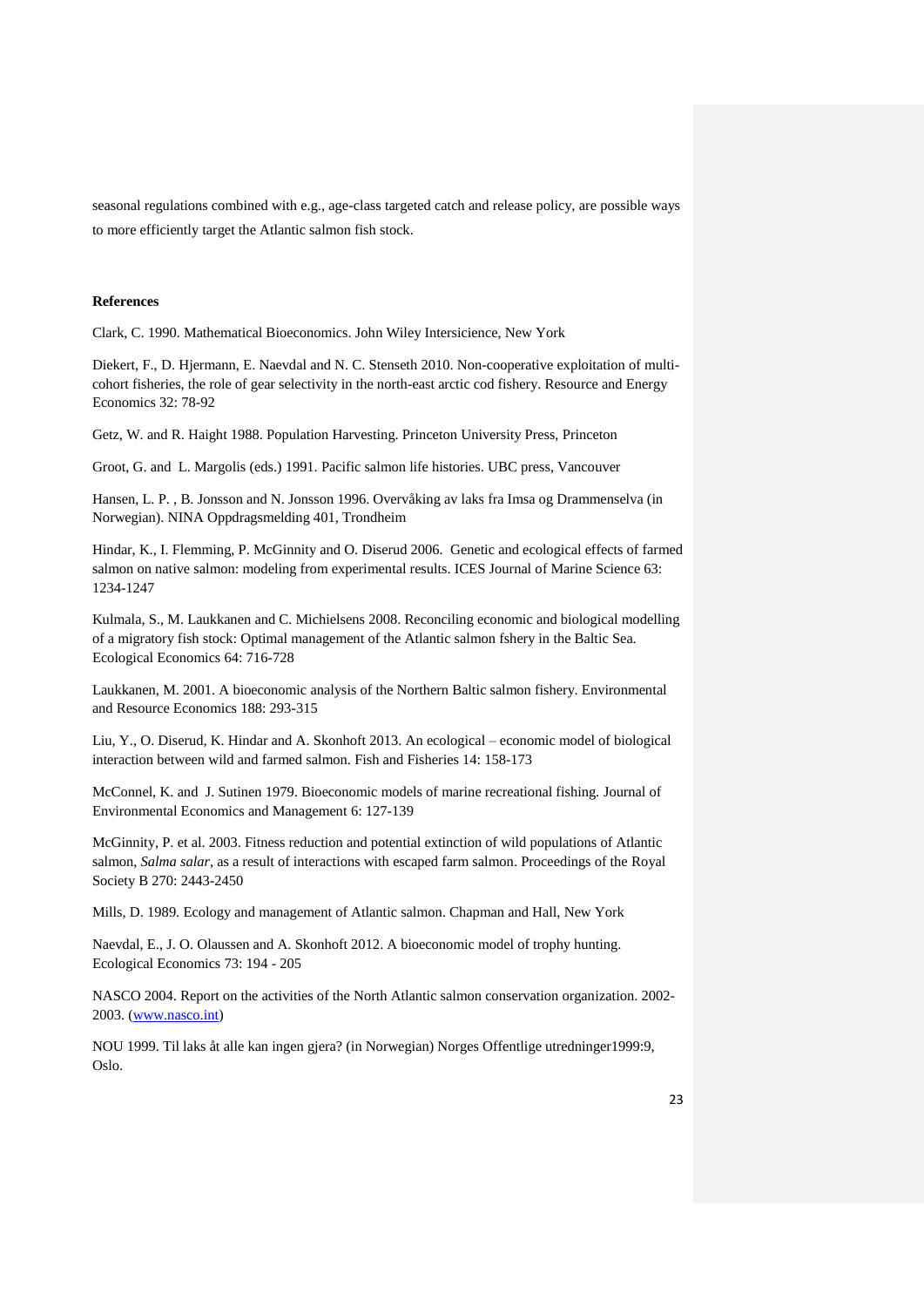seasonal regulations combined with e.g., age-class targeted catch and release policy, are possible ways to more efficiently target the Atlantic salmon fish stock.

**References**

Clark, C. 1990. Mathematical Bioeconomics. John Wiley Intersicience, New York

Diekert, F., D. Hjermann, E. Naevdal and N. C. Stenseth 2010. Non-cooperative exploitation of multi-cohort fisheries, the role of gear selectivity in the north-east arctic cod fishery. Resource and Energy Economics 32: 78-92

Getz, W. and R. Haight 1988. Population Harvesting. Princeton University Press, Princeton

Groot, G. and L. Margolis (eds.) 1991. Pacific salmon life histories. UBC press, Vancouver

Hansen, L. P. , B. Jonsson and N. Jonsson 1996. Overvåking av laks fra Imsa og Drammenselva (in Norwegian). NINA Oppdragsmelding 401, Trondheim

Hindar, K., I. Flemming, P. McGinnity and O. Diserud 2006. Genetic and ecological effects of farmed salmon on native salmon: modeling from experimental results. ICES Journal of Marine Science 63: 1234-1247

Kulmala, S., M. Laukkanen and C. Michielsens 2008. Reconciling economic and biological modelling of a migratory fish stock: Optimal management of the Atlantic salmon fshery in the Baltic Sea. Ecological Economics 64: 716-728

Laukkanen, M. 2001. A bioeconomic analysis of the Northern Baltic salmon fishery. Environmental and Resource Economics 188: 293-315

Liu, Y., O. Diserud, K. Hindar and A. Skonhoft 2013. An ecological – economic model of biological interaction between wild and farmed salmon. Fish and Fisheries 14: 158-173

McConnel, K. and J. Sutinen 1979. Bioeconomic models of marine recreational fishing. Journal of Environmental Economics and Management 6: 127-139

McGinnity, P. et al. 2003. Fitness reduction and potential extinction of wild populations of Atlantic salmon, *Salma salar*, as a result of interactions with escaped farm salmon. Proceedings of the Royal Society B 270: 2443-2450

Mills, D. 1989. Ecology and management of Atlantic salmon. Chapman and Hall, New York

Naevdal, E., J. O. Olaussen and A. Skonhoft 2012. A bioeconomic model of trophy hunting. Ecological Economics 73: 194 - 205

NASCO 2004. Report on the activities of the North Atlantic salmon conservation organization. 2002-2003. (www.nasco.int)

NOU 1999. Til laks åt alle kan ingen gjera? (in Norwegian) Norges Offentlige utredninger1999:9, Oslo.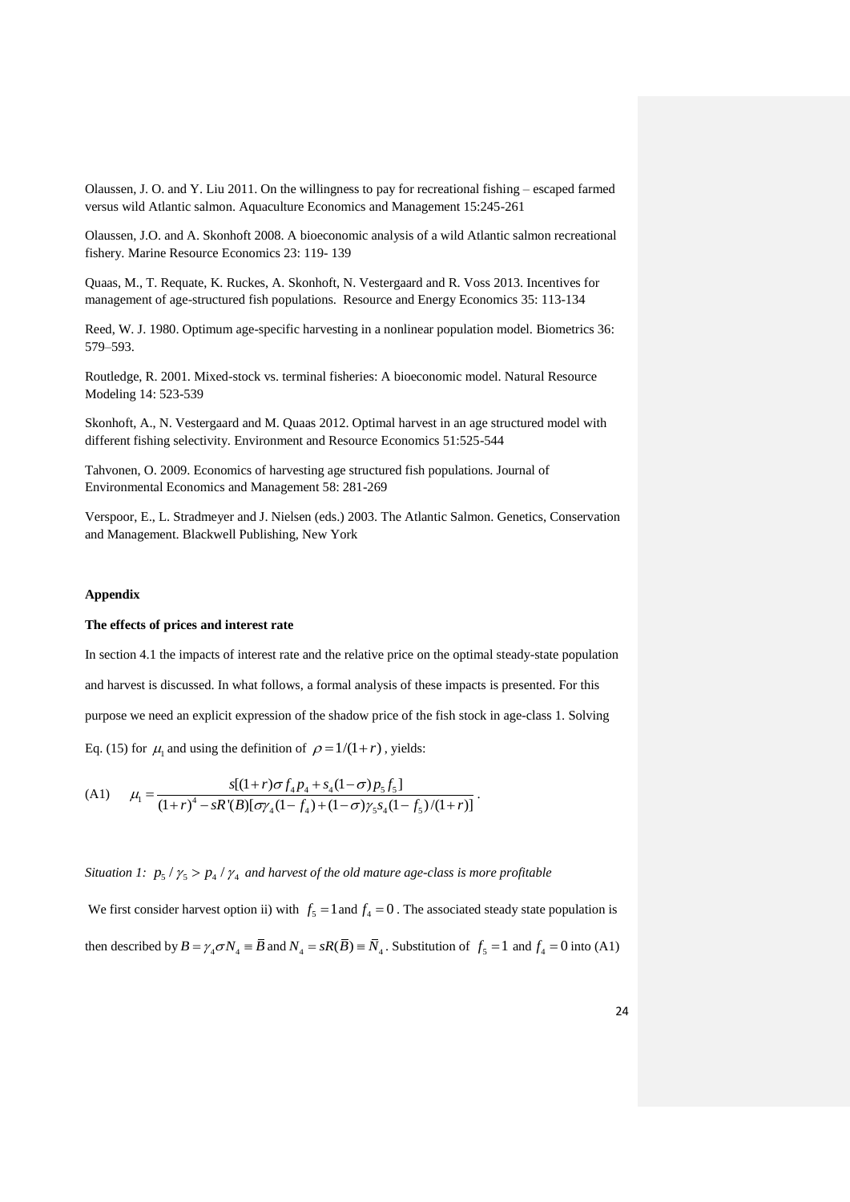Olaussen, J. O. and Y. Liu 2011. On the willingness to pay for recreational fishing – escaped farmed versus wild Atlantic salmon. Aquaculture Economics and Management 15:245-261

Olaussen, J.O. and A. Skonhoft 2008. A bioeconomic analysis of a wild Atlantic salmon recreational fishery. Marine Resource Economics 23: 119- 139

Quaas, M., T. Requate, K. Ruckes, A. Skonhoft, N. Vestergaard and R. Voss 2013. Incentives for management of age-structured fish populations. Resource and Energy Economics 35: 113-134

Reed, W. J. 1980. Optimum age-specific harvesting in a nonlinear population model. Biometrics 36: 579–593.

Routledge, R. 2001. Mixed-stock vs. terminal fisheries: A bioeconomic model. Natural Resource Modeling 14: 523-539

Skonhoft, A., N. Vestergaard and M. Quaas 2012. Optimal harvest in an age structured model with different fishing selectivity. Environment and Resource Economics 51:525-544

Tahvonen, O. 2009. Economics of harvesting age structured fish populations. Journal of Environmental Economics and Management 58: 281-269

Verspoor, E., L. Stradmeyer and J. Nielsen (eds.) 2003. The Atlantic Salmon. Genetics, Conservation and Management. Blackwell Publishing, New York

## Appendix

**The effects of prices and interest rate**

In section 4.1 the impacts of interest rate and the relative price on the optimal steady-state population and harvest is discussed. In what follows, a formal analysis of these impacts is presented. For this purpose we need an explicit expression of the shadow price of the fish stock in age-class 1. Solving Eq. (15) for $\mu_1$ and using the definition of $\rho = 1/(1+r)$, yields:

$$\text{(A1)} \qquad \mu_1 = \frac{s[(1+r)\sigma f_4 p_4 + s_4(1-\sigma) p_5 f_5]}{(1+r)^4 - sR'(B)[\sigma\gamma_4(1-f_4) + (1-\sigma)\gamma_5 s_4(1-f_5)/(1+r)]}.$$

*Situation 1:* $p_5/\gamma_5 > p_4/\gamma_4$ *and harvest of the old mature age-class is more profitable*

We first consider harvest option ii) with $f_5 = 1$ and $f_4 = 0$. The associated steady state population is then described by $B = \gamma_4 \sigma N_4 \equiv \bar{B}$ and $N_4 = sR(\bar{B}) \equiv \bar{N}_4$. Substitution of $f_5 = 1$ and $f_4 = 0$ into (A1)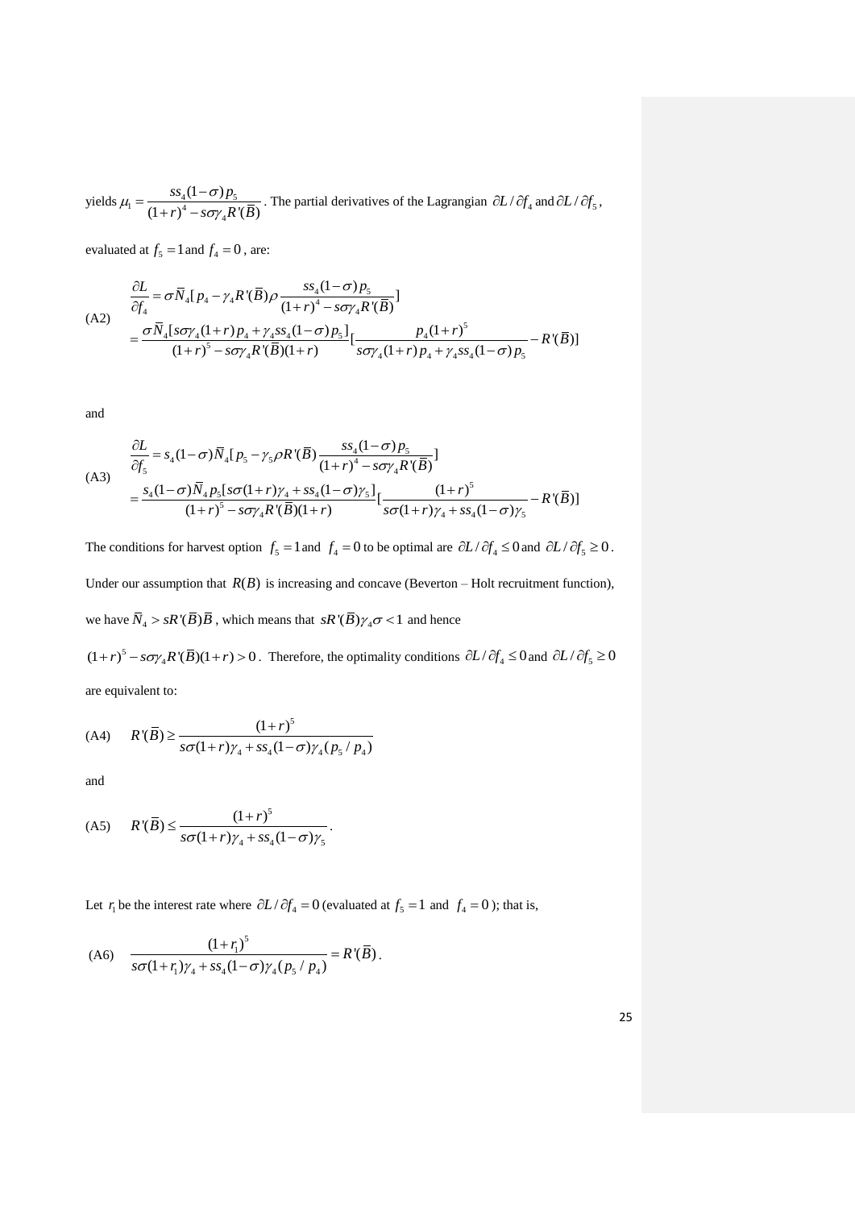yields $\mu_1 = \dfrac{ss_4(1-\sigma)p_5}{(1+r)^4 - s\sigma\gamma_4 R'(\bar{B})}$. The partial derivatives of the Lagrangian $\partial L/\partial f_4$ and $\partial L/\partial f_5$, evaluated at $f_5 = 1$ and $f_4 = 0$, are:

$$
\text{(A2)} \quad \begin{aligned}
\frac{\partial L}{\partial f_4} &= \sigma \bar{N}_4 [p_4 - \gamma_4 R'(\bar{B})\rho \frac{ss_4(1-\sigma)p_5}{(1+r)^4 - s\sigma\gamma_4 R'(\bar{B})}] \\
&= \frac{\sigma \bar{N}_4 [s\sigma\gamma_4(1+r)p_4 + \gamma_4 ss_4(1-\sigma)p_5]}{(1+r)^5 - s\sigma\gamma_4 R'(\bar{B})(1+r)} [\frac{p_4(1+r)^5}{s\sigma\gamma_4(1+r)p_4 + \gamma_4 ss_4(1-\sigma)p_5} - R'(\bar{B})]
\end{aligned}
$$

and

$$
\text{(A3)} \quad \begin{aligned}
\frac{\partial L}{\partial f_5} &= s_4(1-\sigma)\bar{N}_4 [p_5 - \gamma_5 \rho R'(\bar{B}) \frac{ss_4(1-\sigma)p_5}{(1+r)^4 - s\sigma\gamma_4 R'(\bar{B})}] \\
&= \frac{s_4(1-\sigma)\bar{N}_4 p_5 [s\sigma(1+r)\gamma_4 + ss_4(1-\sigma)\gamma_5]}{(1+r)^5 - s\sigma\gamma_4 R'(\bar{B})(1+r)} [\frac{(1+r)^5}{s\sigma(1+r)\gamma_4 + ss_4(1-\sigma)\gamma_5} - R'(\bar{B})]
\end{aligned}
$$

The conditions for harvest option $f_5 = 1$ and $f_4 = 0$ to be optimal are $\partial L/\partial f_4 \le 0$ and $\partial L/\partial f_5 \ge 0$. Under our assumption that $R(B)$ is increasing and concave (Beverton – Holt recruitment function), we have $\bar{N}_4 > sR'(\bar{B})\bar{B}$, which means that $sR'(\bar{B})\gamma_4\sigma < 1$ and hence $(1+r)^5 - s\sigma\gamma_4 R'(\bar{B})(1+r) > 0$. Therefore, the optimality conditions $\partial L/\partial f_4 \le 0$ and $\partial L/\partial f_5 \ge 0$ are equivalent to:

$$
\text{(A4)} \quad R'(\bar{B}) \ge \frac{(1+r)^5}{s\sigma(1+r)\gamma_4 + ss_4(1-\sigma)\gamma_4(p_5/p_4)}
$$

and

$$
\text{(A5)} \quad R'(\bar{B}) \le \frac{(1+r)^5}{s\sigma(1+r)\gamma_4 + ss_4(1-\sigma)\gamma_5}.
$$

Let $r_1$ be the interest rate where $\partial L/\partial f_4 = 0$ (evaluated at $f_5 = 1$ and $f_4 = 0$); that is,

$$
\text{(A6)} \quad \frac{(1+r_1)^5}{s\sigma(1+r_1)\gamma_4 + ss_4(1-\sigma)\gamma_4(p_5/p_4)} = R'(\bar{B}).
$$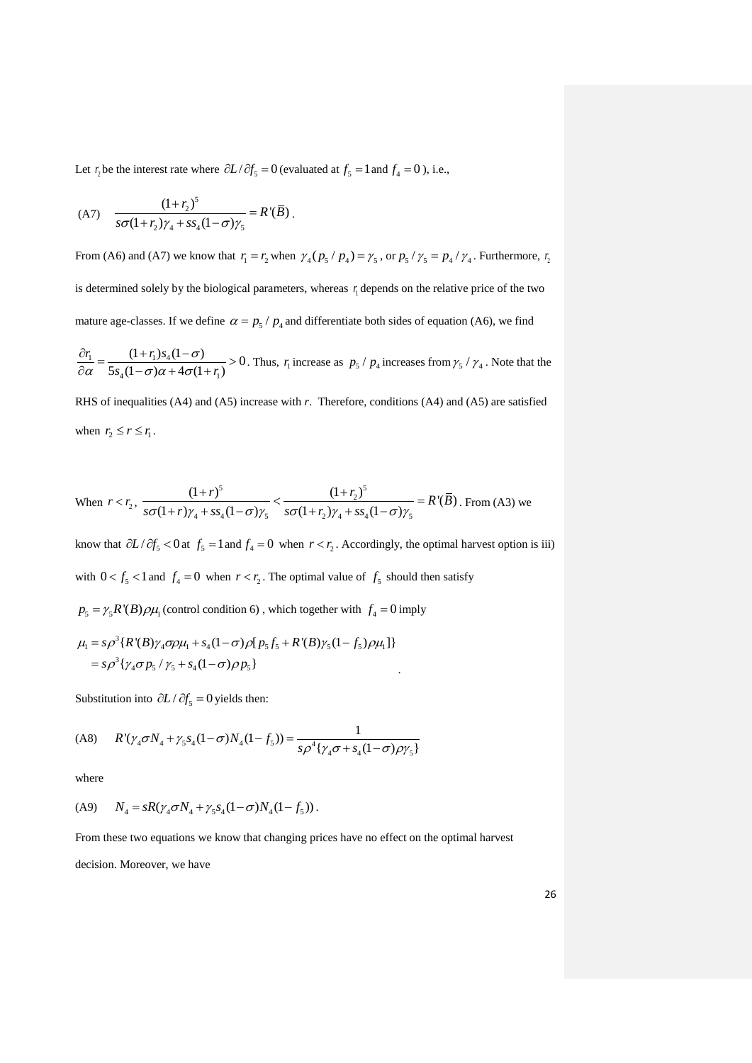Let $r_2$ be the interest rate where $\partial L / \partial f_5 = 0$ (evaluated at $f_5 = 1$ and $f_4 = 0$ ), i.e.,

$$\text{(A7)} \quad \frac{(1+r_2)^5}{s\sigma(1+r_2)\gamma_4 + ss_4(1-\sigma)\gamma_5} = R'(\bar{B}).$$

From (A6) and (A7) we know that $r_1 = r_2$ when $\gamma_4(p_5 / p_4) = \gamma_5$, or $p_5 / \gamma_5 = p_4 / \gamma_4$. Furthermore, $r_2$ is determined solely by the biological parameters, whereas $r_1$ depends on the relative price of the two mature age-classes. If we define $\alpha = p_5 / p_4$ and differentiate both sides of equation (A6), we find $\dfrac{\partial r_1}{\partial \alpha} = \dfrac{(1+r_1)s_4(1-\sigma)}{5s_4(1-\sigma)\alpha + 4\sigma(1+r_1)} > 0$. Thus, $r_1$ increase as $p_5 / p_4$ increases from $\gamma_5 / \gamma_4$. Note that the RHS of inequalities (A4) and (A5) increase with *r*. Therefore, conditions (A4) and (A5) are satisfied when $r_2 \le r \le r_1$.

When $r < r_2$, $\dfrac{(1+r)^5}{s\sigma(1+r)\gamma_4 + ss_4(1-\sigma)\gamma_5} < \dfrac{(1+r_2)^5}{s\sigma(1+r_2)\gamma_4 + ss_4(1-\sigma)\gamma_5} = R'(\bar{B})$. From (A3) we know that $\partial L / \partial f_5 < 0$ at $f_5 = 1$ and $f_4 = 0$ when $r < r_2$. Accordingly, the optimal harvest option is iii) with $0 < f_5 < 1$ and $f_4 = 0$ when $r < r_2$. The optimal value of $f_5$ should then satisfy $p_5 = \gamma_5 R'(B)\rho\mu_1$ (control condition 6), which together with $f_4 = 0$ imply

$$\begin{aligned}
\mu_1 &= s\rho^3\{R'(B)\gamma_4\sigma\rho\mu_1 + s_4(1-\sigma)\rho[p_5 f_5 + R'(B)\gamma_5(1-f_5)\rho\mu_1]\} \\
&= s\rho^3\{\gamma_4\sigma p_5 / \gamma_5 + s_4(1-\sigma)\rho p_5\}
\end{aligned}.$$

Substitution into $\partial L / \partial f_5 = 0$ yields then:

$$\text{(A8)} \quad R'(\gamma_4\sigma N_4 + \gamma_5 s_4(1-\sigma)N_4(1-f_5)) = \frac{1}{s\rho^4\{\gamma_4\sigma + s_4(1-\sigma)\rho\gamma_5\}}$$

where

$$\text{(A9)} \quad N_4 = sR(\gamma_4\sigma N_4 + \gamma_5 s_4(1-\sigma)N_4(1-f_5)).$$

From these two equations we know that changing prices have no effect on the optimal harvest decision. Moreover, we have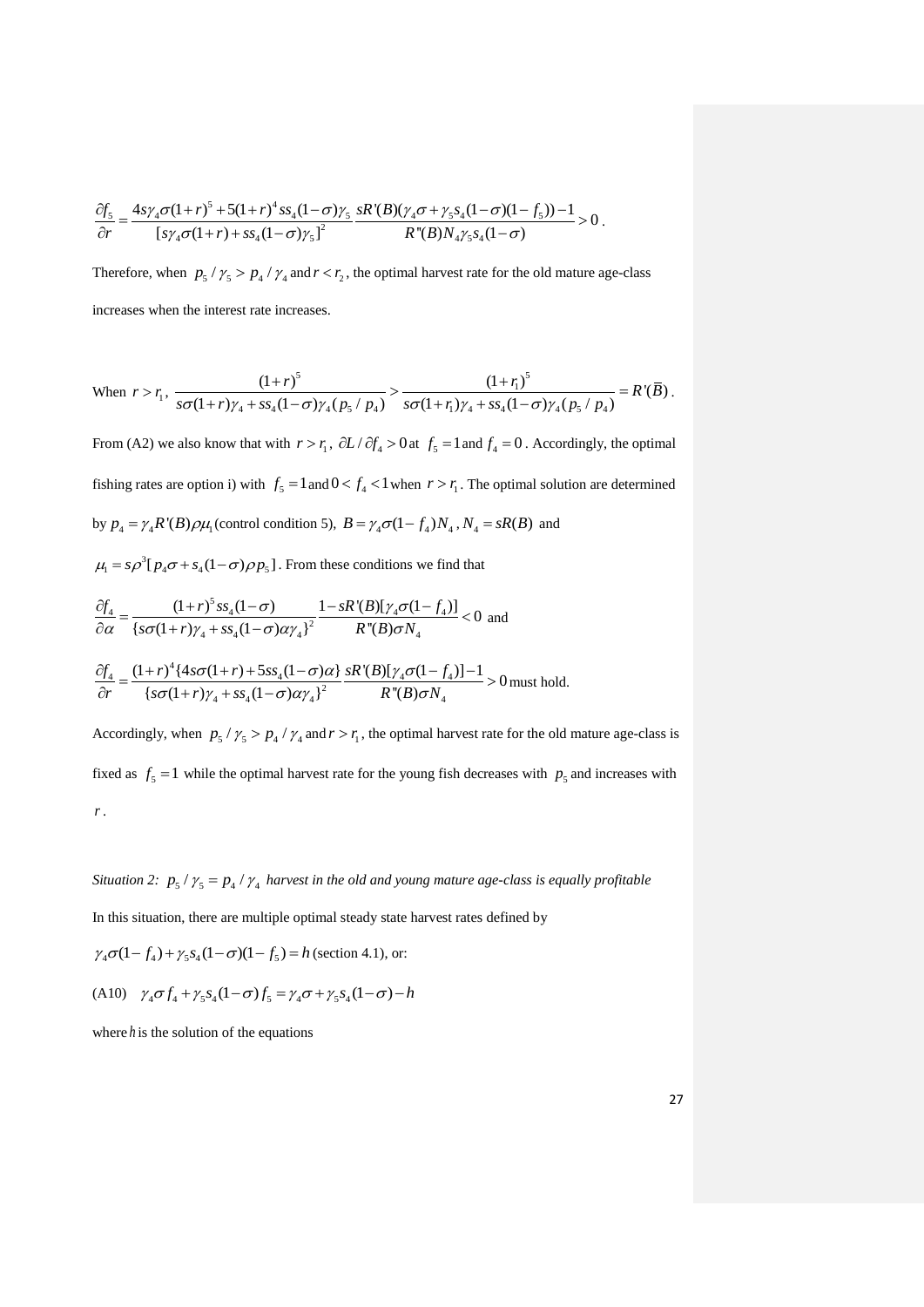$$\frac{\partial f_5}{\partial r} = \frac{4s\gamma_4\sigma(1+r)^5 + 5(1+r)^4 ss_4(1-\sigma)\gamma_5}{[s\gamma_4\sigma(1+r) + ss_4(1-\sigma)\gamma_5]^2} \frac{sR'(B)(\gamma_4\sigma + \gamma_5 s_4(1-\sigma)(1-f_5)) - 1}{R''(B)N_4\gamma_5 s_4(1-\sigma)} > 0 .$$

Therefore, when $p_5/\gamma_5 > p_4/\gamma_4$ and $r < r_2$, the optimal harvest rate for the old mature age-class increases when the interest rate increases.

When $r > r_1$, $\dfrac{(1+r)^5}{s\sigma(1+r)\gamma_4 + ss_4(1-\sigma)\gamma_4(p_5/p_4)} > \dfrac{(1+r_1)^5}{s\sigma(1+r_1)\gamma_4 + ss_4(1-\sigma)\gamma_4(p_5/p_4)} = R'(\overline{B})$.

From (A2) we also know that with $r > r_1$, $\partial L/\partial f_4 > 0$ at $f_5 = 1$ and $f_4 = 0$. Accordingly, the optimal fishing rates are option i) with $f_5 = 1$ and $0 < f_4 < 1$ when $r > r_1$. The optimal solution are determined by $p_4 = \gamma_4 R'(B)\rho\mu_1$ (control condition 5), $B = \gamma_4\sigma(1-f_4)N_4$, $N_4 = sR(B)$ and $\mu_1 = s\rho^3[p_4\sigma + s_4(1-\sigma)\rho p_5]$. From these conditions we find that

$$\frac{\partial f_4}{\partial \alpha} = \frac{(1+r)^5 ss_4(1-\sigma)}{\{s\sigma(1+r)\gamma_4 + ss_4(1-\sigma)\alpha\gamma_4\}^2} \frac{1 - sR'(B)[\gamma_4\sigma(1-f_4)]}{R''(B)\sigma N_4} < 0 \text{ and}$$

$$\frac{\partial f_4}{\partial r} = \frac{(1+r)^4\{4s\sigma(1+r) + 5ss_4(1-\sigma)\alpha\}}{\{s\sigma(1+r)\gamma_4 + ss_4(1-\sigma)\alpha\gamma_4\}^2} \frac{sR'(B)[\gamma_4\sigma(1-f_4)] - 1}{R''(B)\sigma N_4} > 0 \text{ must hold.}$$

Accordingly, when $p_5/\gamma_5 > p_4/\gamma_4$ and $r > r_1$, the optimal harvest rate for the old mature age-class is fixed as $f_5 = 1$ while the optimal harvest rate for the young fish decreases with $p_5$ and increases with $r$.

*Situation 2: $p_5/\gamma_5 = p_4/\gamma_4$ harvest in the old and young mature age-class is equally profitable*

In this situation, there are multiple optimal steady state harvest rates defined by

$\gamma_4\sigma(1-f_4) + \gamma_5 s_4(1-\sigma)(1-f_5) = h$ (section 4.1), or:

(A10) $\quad \gamma_4\sigma f_4 + \gamma_5 s_4(1-\sigma) f_5 = \gamma_4\sigma + \gamma_5 s_4(1-\sigma) - h$

where $h$ is the solution of the equations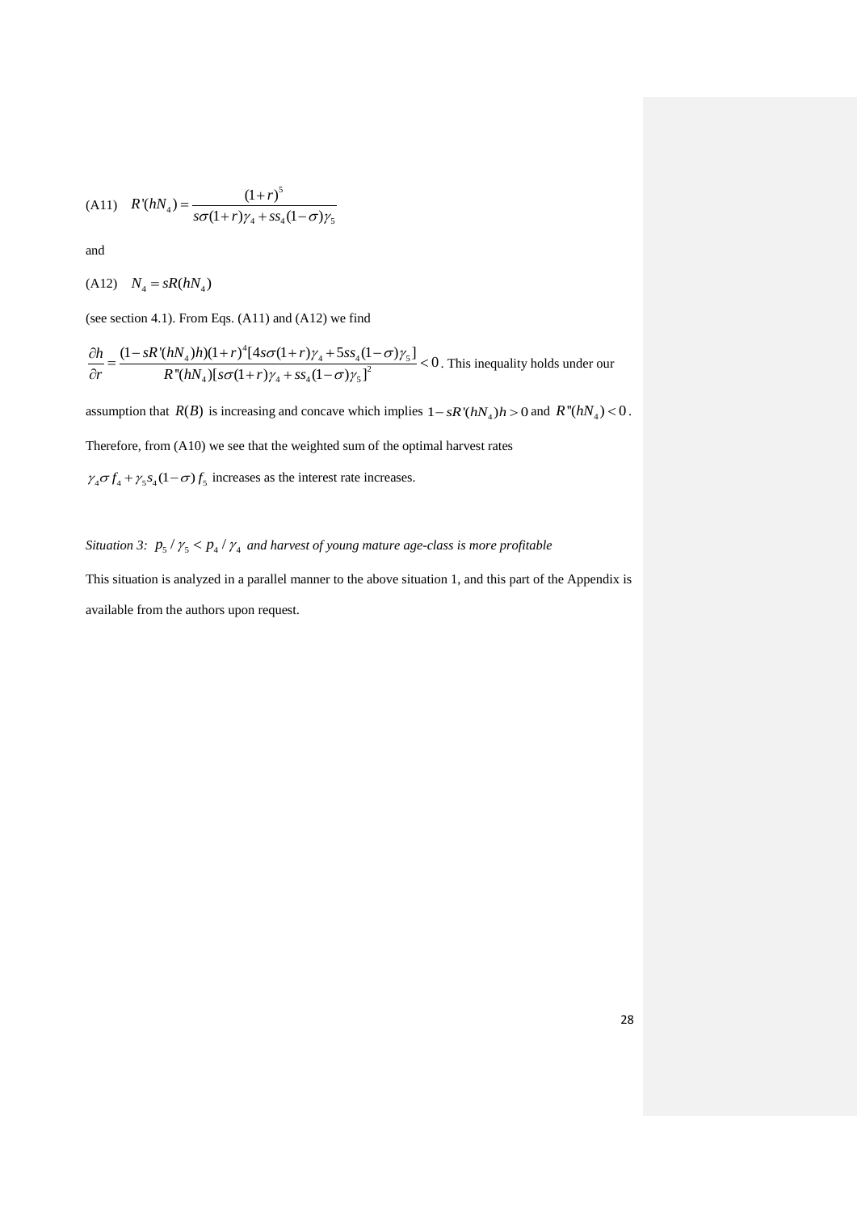$$\text{(A11)} \quad R'(hN_4) = \frac{(1+r)^5}{s\sigma(1+r)\gamma_4 + ss_4(1-\sigma)\gamma_5}$$

and

$$\text{(A12)} \quad N_4 = sR(hN_4)$$

(see section 4.1). From Eqs. (A11) and (A12) we find

$\dfrac{\partial h}{\partial r} = \dfrac{(1 - sR'(hN_4)h)(1+r)^4[4s\sigma(1+r)\gamma_4 + 5ss_4(1-\sigma)\gamma_5]}{R''(hN_4)[s\sigma(1+r)\gamma_4 + ss_4(1-\sigma)\gamma_5]^2} < 0$. This inequality holds under our assumption that $R(B)$ is increasing and concave which implies $1 - sR'(hN_4)h > 0$ and $R''(hN_4) < 0$.

Therefore, from (A10) we see that the weighted sum of the optimal harvest rates $\gamma_4 \sigma f_4 + \gamma_5 s_4 (1-\sigma) f_5$ increases as the interest rate increases.

*Situation 3:* $p_5 / \gamma_5 < p_4 / \gamma_4$ *and harvest of young mature age-class is more profitable*

This situation is analyzed in a parallel manner to the above situation 1, and this part of the Appendix is available from the authors upon request.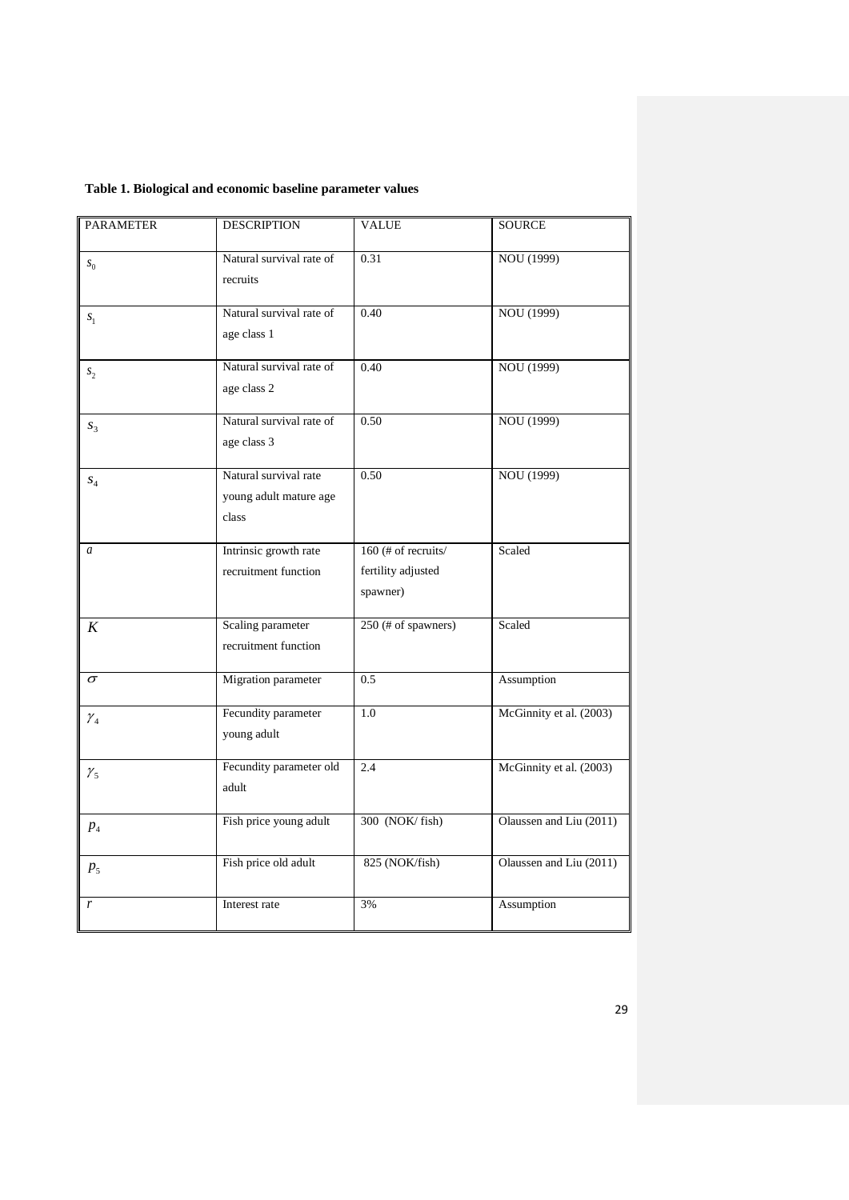**Table 1. Biological and economic baseline parameter values**

| PARAMETER | DESCRIPTION | VALUE | SOURCE |
| --- | --- | --- | --- |
| $s_0$ | Natural survival rate of recruits | 0.31 | NOU (1999) |
| $s_1$ | Natural survival rate of age class 1 | 0.40 | NOU (1999) |
| $s_2$ | Natural survival rate of age class 2 | 0.40 | NOU (1999) |
| $s_3$ | Natural survival rate of age class 3 | 0.50 | NOU (1999) |
| $s_4$ | Natural survival rate young adult mature age class | 0.50 | NOU (1999) |
| $a$ | Intrinsic growth rate recruitment function | 160 (# of recruits/ fertility adjusted spawner) | Scaled |
| $K$ | Scaling parameter recruitment function | 250 (# of spawners) | Scaled |
| $\sigma$ | Migration parameter | 0.5 | Assumption |
| $\gamma_4$ | Fecundity parameter young adult | 1.0 | McGinnity et al. (2003) |
| $\gamma_5$ | Fecundity parameter old adult | 2.4 | McGinnity et al. (2003) |
| $p_4$ | Fish price young adult | 300 (NOK/ fish) | Olaussen and Liu (2011) |
| $p_5$ | Fish price old adult | 825 (NOK/fish) | Olaussen and Liu (2011) |
| $r$ | Interest rate | 3% | Assumption |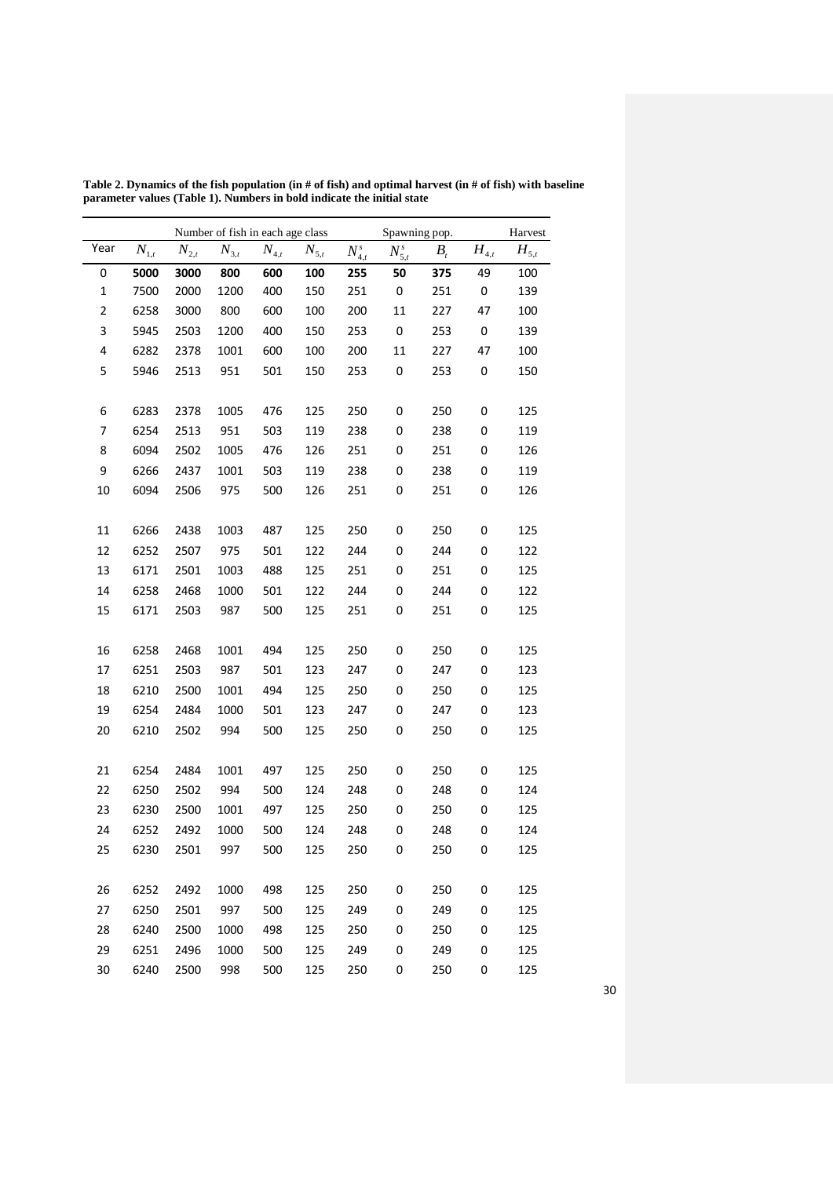**Table 2. Dynamics of the fish population (in # of fish) and optimal harvest (in # of fish) with baseline parameter values (Table 1). Numbers in bold indicate the initial state**

| | Number of fish in each age class | | | | | Spawning pop. | | | | Harvest |
|---|---|---|---|---|---|---|---|---|---|---|
| Year | $N_{1,t}$ | $N_{2,t}$ | $N_{3,t}$ | $N_{4,t}$ | $N_{5,t}$ | $N^s_{4,t}$ | $N^s_{5,t}$ | $B_t$ | $H_{4,t}$ | $H_{5,t}$ |
| 0 | **5000** | **3000** | **800** | **600** | **100** | 255 | 50 | 375 | 49 | 100 |
| 1 | 7500 | 2000 | 1200 | 400 | 150 | 251 | 0 | 251 | 0 | 139 |
| 2 | 6258 | 3000 | 800 | 600 | 100 | 200 | 11 | 227 | 47 | 100 |
| 3 | 5945 | 2503 | 1200 | 400 | 150 | 253 | 0 | 253 | 0 | 139 |
| 4 | 6282 | 2378 | 1001 | 600 | 100 | 200 | 11 | 227 | 47 | 100 |
| 5 | 5946 | 2513 | 951 | 501 | 150 | 253 | 0 | 253 | 0 | 150 |
| 6 | 6283 | 2378 | 1005 | 476 | 125 | 250 | 0 | 250 | 0 | 125 |
| 7 | 6254 | 2513 | 951 | 503 | 119 | 238 | 0 | 238 | 0 | 119 |
| 8 | 6094 | 2502 | 1005 | 476 | 126 | 251 | 0 | 251 | 0 | 126 |
| 9 | 6266 | 2437 | 1001 | 503 | 119 | 238 | 0 | 238 | 0 | 119 |
| 10 | 6094 | 2506 | 975 | 500 | 126 | 251 | 0 | 251 | 0 | 126 |
| 11 | 6266 | 2438 | 1003 | 487 | 125 | 250 | 0 | 250 | 0 | 125 |
| 12 | 6252 | 2507 | 975 | 501 | 122 | 244 | 0 | 244 | 0 | 122 |
| 13 | 6171 | 2501 | 1003 | 488 | 125 | 251 | 0 | 251 | 0 | 125 |
| 14 | 6258 | 2468 | 1000 | 501 | 122 | 244 | 0 | 244 | 0 | 122 |
| 15 | 6171 | 2503 | 987 | 500 | 125 | 251 | 0 | 251 | 0 | 125 |
| 16 | 6258 | 2468 | 1001 | 494 | 125 | 250 | 0 | 250 | 0 | 125 |
| 17 | 6251 | 2503 | 987 | 501 | 123 | 247 | 0 | 247 | 0 | 123 |
| 18 | 6210 | 2500 | 1001 | 494 | 125 | 250 | 0 | 250 | 0 | 125 |
| 19 | 6254 | 2484 | 1000 | 501 | 123 | 247 | 0 | 247 | 0 | 123 |
| 20 | 6210 | 2502 | 994 | 500 | 125 | 250 | 0 | 250 | 0 | 125 |
| 21 | 6254 | 2484 | 1001 | 497 | 125 | 250 | 0 | 250 | 0 | 125 |
| 22 | 6250 | 2502 | 994 | 500 | 124 | 248 | 0 | 248 | 0 | 124 |
| 23 | 6230 | 2500 | 1001 | 497 | 125 | 250 | 0 | 250 | 0 | 125 |
| 24 | 6252 | 2492 | 1000 | 500 | 124 | 248 | 0 | 248 | 0 | 124 |
| 25 | 6230 | 2501 | 997 | 500 | 125 | 250 | 0 | 250 | 0 | 125 |
| 26 | 6252 | 2492 | 1000 | 498 | 125 | 250 | 0 | 250 | 0 | 125 |
| 27 | 6250 | 2501 | 997 | 500 | 125 | 249 | 0 | 249 | 0 | 125 |
| 28 | 6240 | 2500 | 1000 | 498 | 125 | 250 | 0 | 250 | 0 | 125 |
| 29 | 6251 | 2496 | 1000 | 500 | 125 | 249 | 0 | 249 | 0 | 125 |
| 30 | 6240 | 2500 | 998 | 500 | 125 | 250 | 0 | 250 | 0 | 125 |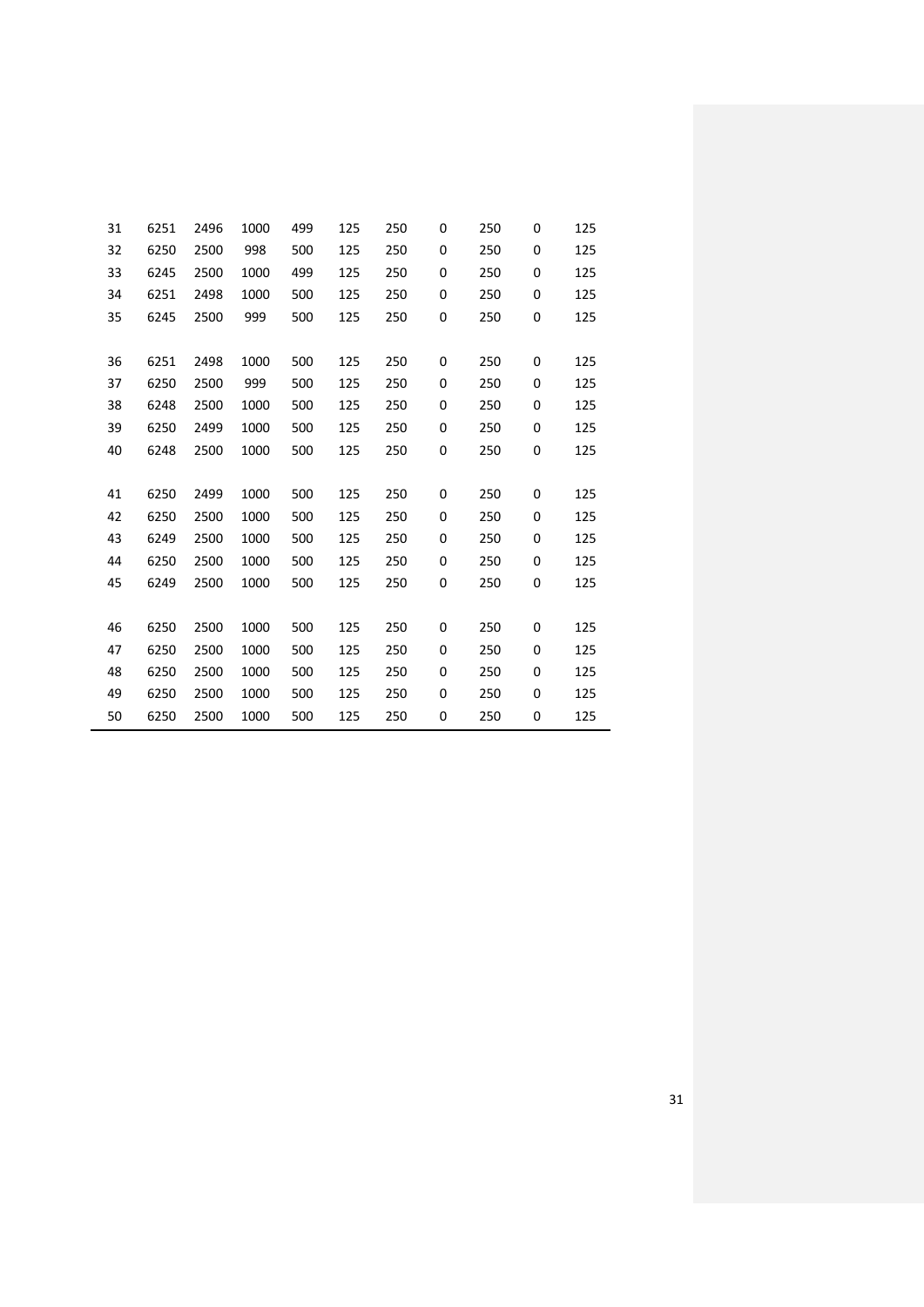| | | | | | | | | | | |
|---|---|---|---|---|---|---|---|---|---|---|
| 31 | 6251 | 2496 | 1000 | 499 | 125 | 250 | 0 | 250 | 0 | 125 |
| 32 | 6250 | 2500 | 998 | 500 | 125 | 250 | 0 | 250 | 0 | 125 |
| 33 | 6245 | 2500 | 1000 | 499 | 125 | 250 | 0 | 250 | 0 | 125 |
| 34 | 6251 | 2498 | 1000 | 500 | 125 | 250 | 0 | 250 | 0 | 125 |
| 35 | 6245 | 2500 | 999 | 500 | 125 | 250 | 0 | 250 | 0 | 125 |
| 36 | 6251 | 2498 | 1000 | 500 | 125 | 250 | 0 | 250 | 0 | 125 |
| 37 | 6250 | 2500 | 999 | 500 | 125 | 250 | 0 | 250 | 0 | 125 |
| 38 | 6248 | 2500 | 1000 | 500 | 125 | 250 | 0 | 250 | 0 | 125 |
| 39 | 6250 | 2499 | 1000 | 500 | 125 | 250 | 0 | 250 | 0 | 125 |
| 40 | 6248 | 2500 | 1000 | 500 | 125 | 250 | 0 | 250 | 0 | 125 |
| 41 | 6250 | 2499 | 1000 | 500 | 125 | 250 | 0 | 250 | 0 | 125 |
| 42 | 6250 | 2500 | 1000 | 500 | 125 | 250 | 0 | 250 | 0 | 125 |
| 43 | 6249 | 2500 | 1000 | 500 | 125 | 250 | 0 | 250 | 0 | 125 |
| 44 | 6250 | 2500 | 1000 | 500 | 125 | 250 | 0 | 250 | 0 | 125 |
| 45 | 6249 | 2500 | 1000 | 500 | 125 | 250 | 0 | 250 | 0 | 125 |
| 46 | 6250 | 2500 | 1000 | 500 | 125 | 250 | 0 | 250 | 0 | 125 |
| 47 | 6250 | 2500 | 1000 | 500 | 125 | 250 | 0 | 250 | 0 | 125 |
| 48 | 6250 | 2500 | 1000 | 500 | 125 | 250 | 0 | 250 | 0 | 125 |
| 49 | 6250 | 2500 | 1000 | 500 | 125 | 250 | 0 | 250 | 0 | 125 |
| 50 | 6250 | 2500 | 1000 | 500 | 125 | 250 | 0 | 250 | 0 | 125 |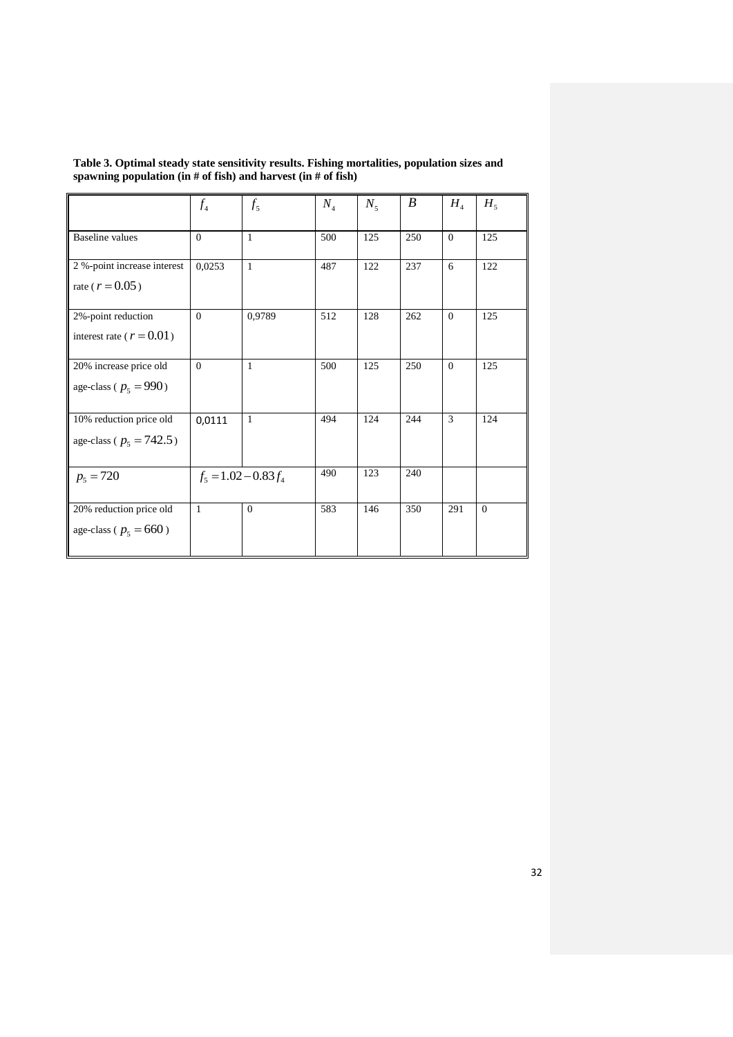**Table 3. Optimal steady state sensitivity results. Fishing mortalities, population sizes and spawning population (in # of fish) and harvest (in # of fish)**

| | $f_4$ | $f_5$ | $N_4$ | $N_5$ | $B$ | $H_4$ | $H_5$ |
|---|---|---|---|---|---|---|---|
| Baseline values | 0 | 1 | 500 | 125 | 250 | 0 | 125 |
| 2 %-point increase interest rate ( $r = 0.05$ ) | 0,0253 | 1 | 487 | 122 | 237 | 6 | 122 |
| 2%-point reduction interest rate ( $r = 0.01$ ) | 0 | 0,9789 | 512 | 128 | 262 | 0 | 125 |
| 20% increase price old age-class ( $p_5 = 990$ ) | 0 | 1 | 500 | 125 | 250 | 0 | 125 |
| 10% reduction price old age-class ( $p_5 = 742.5$ ) | 0,0111 | 1 | 494 | 124 | 244 | 3 | 124 |
| $p_5 = 720$ | $f_5 = 1.02 - 0.83 f_4$ | | 490 | 123 | 240 | | |
| 20% reduction price old age-class ( $p_5 = 660$ ) | 1 | 0 | 583 | 146 | 350 | 291 | 0 |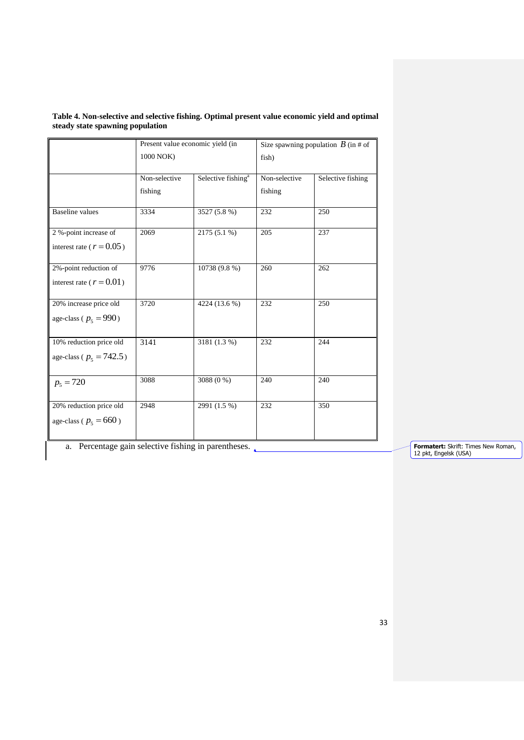**Table 4. Non-selective and selective fishing. Optimal present value economic yield and optimal steady state spawning population**

| | Present value economic yield (in 1000 NOK) | | Size spawning population $B$ (in # of fish) | |
|---|---|---|---|---|
| | Non-selective fishing | Selective fishing[a] | Non-selective fishing | Selective fishing |
| Baseline values | 3334 | 3527 (5.8 %) | 232 | 250 |
| 2 %-point increase of interest rate ( $r = 0.05$ ) | 2069 | 2175 (5.1 %) | 205 | 237 |
| 2%-point reduction of interest rate ( $r = 0.01$ ) | 9776 | 10738 (9.8 %) | 260 | 262 |
| 20% increase price old age-class ( $p_5 = 990$ ) | 3720 | 4224 (13.6 %) | 232 | 250 |
| 10% reduction price old age-class ( $p_5 = 742.5$ ) | 3141 | 3181 (1.3 %) | 232 | 244 |
| $p_5 = 720$ | 3088 | 3088 (0 %) | 240 | 240 |
| 20% reduction price old age-class ( $p_5 = 660$ ) | 2948 | 2991 (1.5 %) | 232 | 350 |

a. Percentage gain selective fishing in parentheses.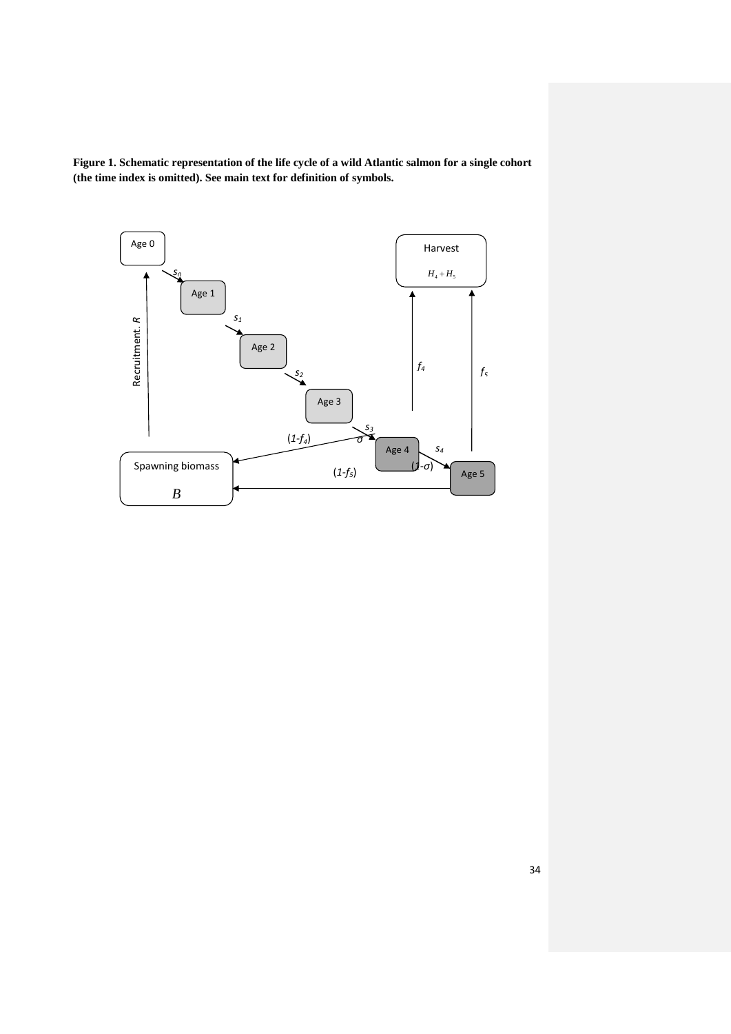**Figure 1. Schematic representation of the life cycle of a wild Atlantic salmon for a single cohort (the time index is omitted). See main text for definition of symbols.**

Age 0

$s_0$

Age 1

$s_1$

Age 2

$s_2$

Age 3

$s_3$

$\sigma$

Age 4

$s_4$

$(1-\sigma)$

Age 5

Recruitment. $R$

Spawning biomass

$B$

$(1-f_4)$

$(1-f_5)$

Harvest

$H_4 + H_5$

$f_4$

$f_5$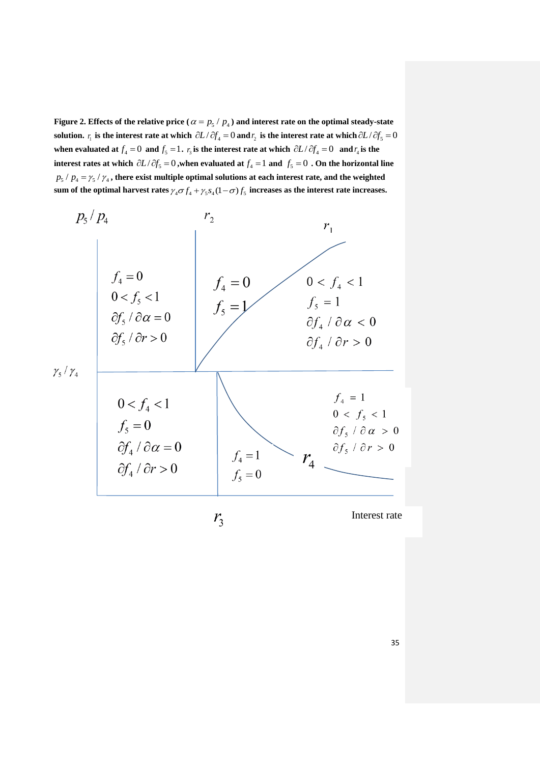**Figure 2. Effects of the relative price ($\alpha = p_5 / p_4$) and interest rate on the optimal steady-state solution. $r_1$ is the interest rate at which $\partial L / \partial f_4 = 0$ and $r_2$ is the interest rate at which $\partial L / \partial f_5 = 0$ when evaluated at $f_4 = 0$ and $f_5 = 1$. $r_3$ is the interest rate at which $\partial L / \partial f_4 = 0$ and $r_4$ is the interest rates at which $\partial L / \partial f_5 = 0$, when evaluated at $f_4 = 1$ and $f_5 = 0$. On the horizontal line $p_5 / p_4 = \gamma_5 / \gamma_4$, there exist multiple optimal solutions at each interest rate, and the weighted sum of the optimal harvest rates $\gamma_4 \sigma f_4 + \gamma_5 s_4 (1-\sigma) f_5$ increases as the interest rate increases.**

$p_5 / p_4$

$r_2$ $r_1$

$f_4 = 0$
$0 < f_5 < 1$
$\partial f_5 / \partial \alpha = 0$
$\partial f_5 / \partial r > 0$

$f_4 = 0$
$f_5 = 1$

$0 < f_4 < 1$
$f_5 = 1$
$\partial f_4 / \partial \alpha < 0$
$\partial f_4 / \partial r > 0$

$\gamma_5 / \gamma_4$

$0 < f_4 < 1$
$f_5 = 0$
$\partial f_4 / \partial \alpha = 0$
$\partial f_4 / \partial r > 0$

$f_4 = 1$
$f_5 = 0$

$r_4$

$f_4 = 1$
$0 < f_5 < 1$
$\partial f_5 / \partial \alpha > 0$
$\partial f_5 / \partial r > 0$

$r_3$

Interest rate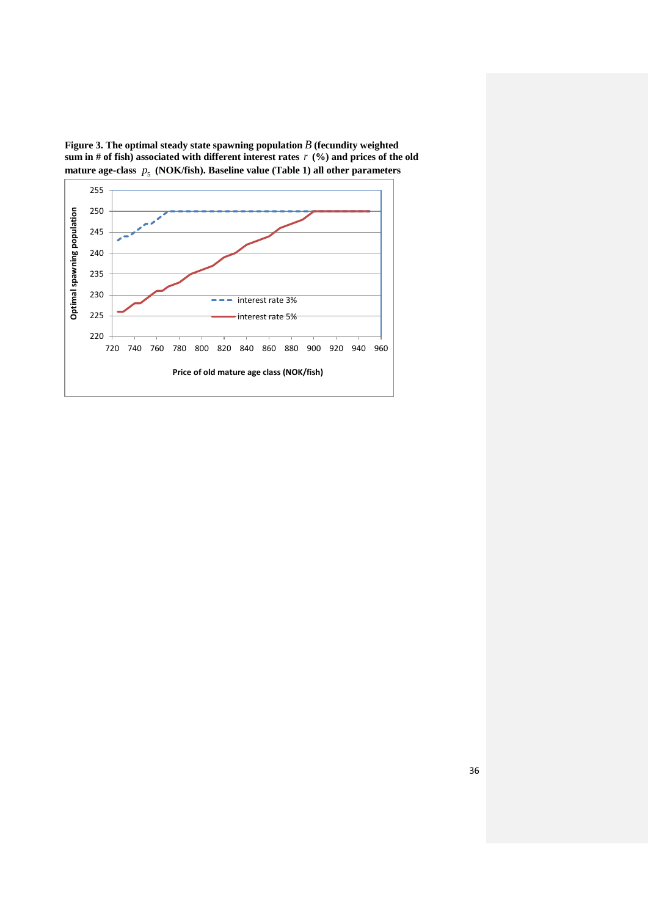**Figure 3. The optimal steady state spawning population $B$ (fecundity weighted sum in # of fish) associated with different interest rates $r$ (%) and prices of the old mature age-class $p_5$ (NOK/fish). Baseline value (Table 1) all other parameters**

Optimal spawning population

255
250
245
240
235
230
225
220

720 740 760 780 800 820 840 860 880 900 920 940 960

Price of old mature age class (NOK/fish)

interest rate 3%
interest rate 5%